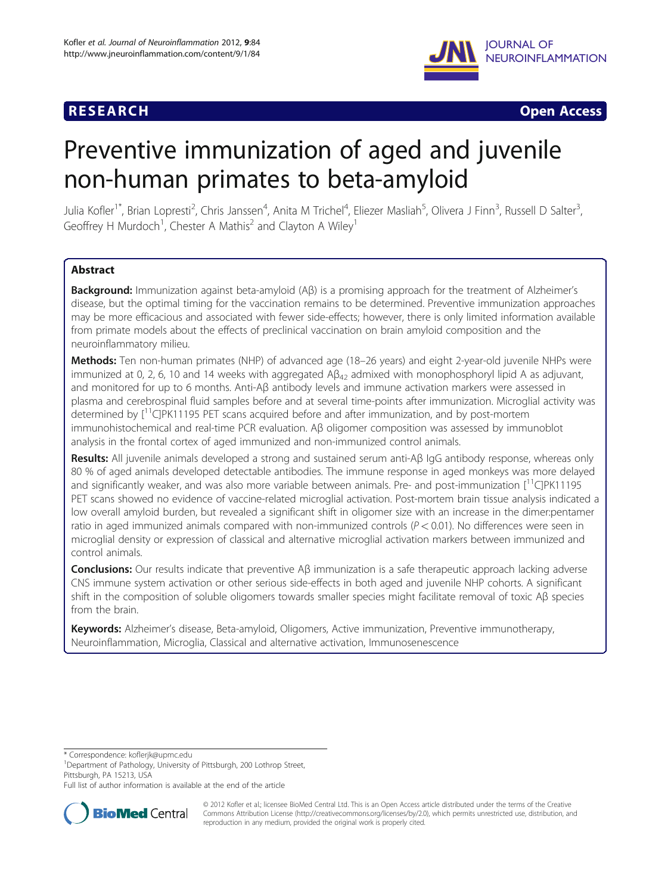**RESEARCH** **Open Access**

# Preventive immunization of aged and juvenile non-human primates to beta-amyloid

Julia Kofler[1*], Brian Lopresti[2], Chris Janssen[4], Anita M Trichel[4], Eliezer Masliah[5], Olivera J Finn[3], Russell D Salter[3], Geoffrey H Murdoch[1], Chester A Mathis[2] and Clayton A Wiley[1]

## Abstract

**Background:** Immunization against beta-amyloid (Aβ) is a promising approach for the treatment of Alzheimer's disease, but the optimal timing for the vaccination remains to be determined. Preventive immunization approaches may be more efficacious and associated with fewer side-effects; however, there is only limited information available from primate models about the effects of preclinical vaccination on brain amyloid composition and the neuroinflammatory milieu.

**Methods:** Ten non-human primates (NHP) of advanced age (18–26 years) and eight 2-year-old juvenile NHPs were immunized at 0, 2, 6, 10 and 14 weeks with aggregated $Aβ_{42}$ admixed with monophosphoryl lipid A as adjuvant, and monitored for up to 6 months. Anti-Aβ antibody levels and immune activation markers were assessed in plasma and cerebrospinal fluid samples before and at several time-points after immunization. Microglial activity was determined by [$^{11}$C]PK11195 PET scans acquired before and after immunization, and by post-mortem immunohistochemical and real-time PCR evaluation. Aβ oligomer composition was assessed by immunoblot analysis in the frontal cortex of aged immunized and non-immunized control animals.

**Results:** All juvenile animals developed a strong and sustained serum anti-Aβ IgG antibody response, whereas only 80 % of aged animals developed detectable antibodies. The immune response in aged monkeys was more delayed and significantly weaker, and was also more variable between animals. Pre- and post-immunization [$^{11}$C]PK11195 PET scans showed no evidence of vaccine-related microglial activation. Post-mortem brain tissue analysis indicated a low overall amyloid burden, but revealed a significant shift in oligomer size with an increase in the dimer:pentamer ratio in aged immunized animals compared with non-immunized controls ($P < 0.01$). No differences were seen in microglial density or expression of classical and alternative microglial activation markers between immunized and control animals.

**Conclusions:** Our results indicate that preventive Aβ immunization is a safe therapeutic approach lacking adverse CNS immune system activation or other serious side-effects in both aged and juvenile NHP cohorts. A significant shift in the composition of soluble oligomers towards smaller species might facilitate removal of toxic Aβ species from the brain.

**Keywords:** Alzheimer's disease, Beta-amyloid, Oligomers, Active immunization, Preventive immunotherapy, Neuroinflammation, Microglia, Classical and alternative activation, Immunosenescence

\* Correspondence: koflerjk@upmc.edu

[1]Department of Pathology, University of Pittsburgh, 200 Lothrop Street, Pittsburgh, PA 15213, USA

Full list of author information is available at the end of the article

© 2012 Kofler et al.; licensee BioMed Central Ltd. This is an Open Access article distributed under the terms of the Creative Commons Attribution License (http://creativecommons.org/licenses/by/2.0), which permits unrestricted use, distribution, and reproduction in any medium, provided the original work is properly cited.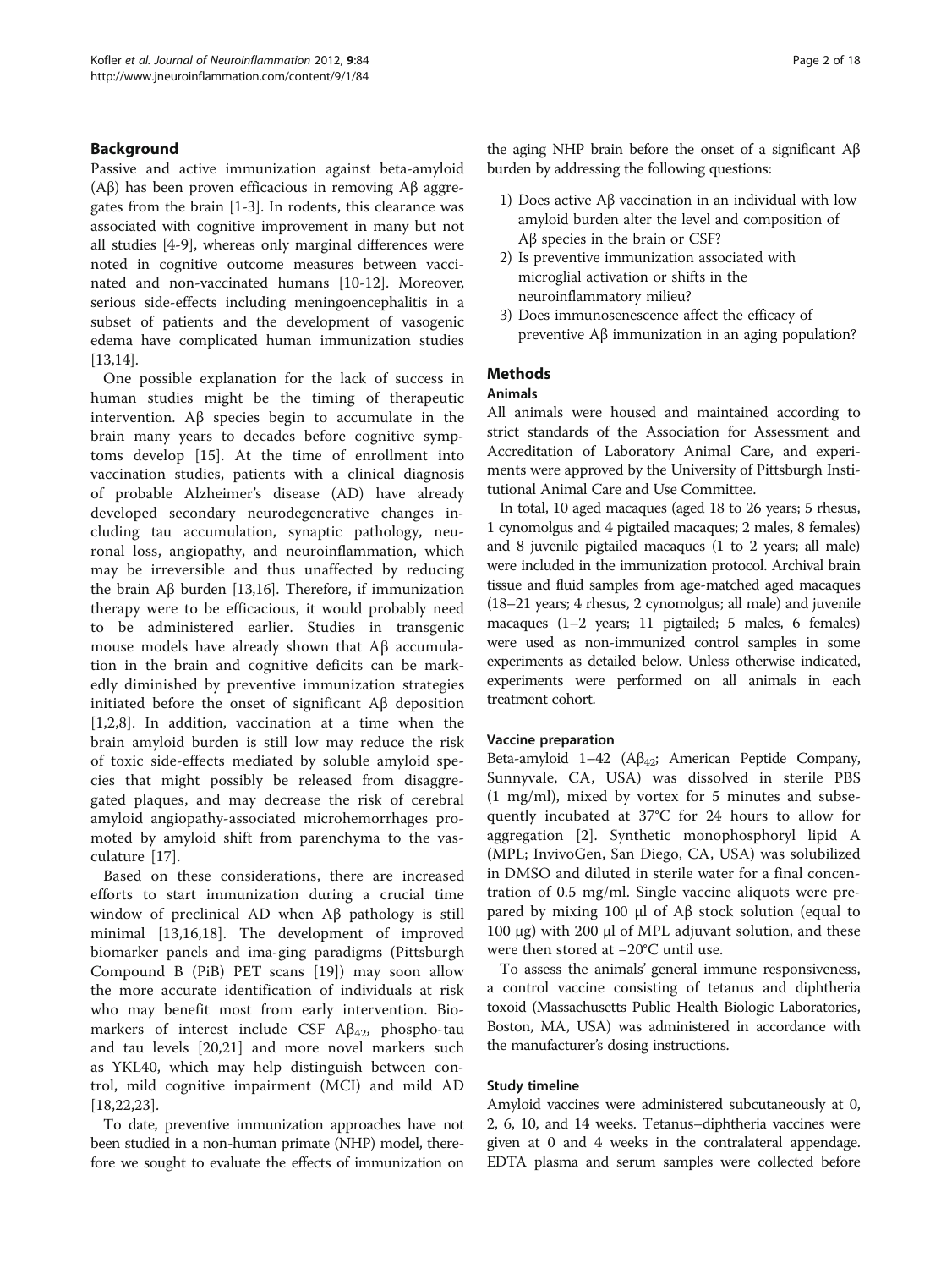## Background

Passive and active immunization against beta-amyloid (Aβ) has been proven efficacious in removing Aβ aggregates from the brain [1-3]. In rodents, this clearance was associated with cognitive improvement in many but not all studies [4-9], whereas only marginal differences were noted in cognitive outcome measures between vaccinated and non-vaccinated humans [10-12]. Moreover, serious side-effects including meningoencephalitis in a subset of patients and the development of vasogenic edema have complicated human immunization studies [13,14].

One possible explanation for the lack of success in human studies might be the timing of therapeutic intervention. Aβ species begin to accumulate in the brain many years to decades before cognitive symptoms develop [15]. At the time of enrollment into vaccination studies, patients with a clinical diagnosis of probable Alzheimer's disease (AD) have already developed secondary neurodegenerative changes including tau accumulation, synaptic pathology, neuronal loss, angiopathy, and neuroinflammation, which may be irreversible and thus unaffected by reducing the brain Aβ burden [13,16]. Therefore, if immunization therapy were to be efficacious, it would probably need to be administered earlier. Studies in transgenic mouse models have already shown that Aβ accumulation in the brain and cognitive deficits can be markedly diminished by preventive immunization strategies initiated before the onset of significant Aβ deposition [1,2,8]. In addition, vaccination at a time when the brain amyloid burden is still low may reduce the risk of toxic side-effects mediated by soluble amyloid species that might possibly be released from disaggregated plaques, and may decrease the risk of cerebral amyloid angiopathy-associated microhemorrhages promoted by amyloid shift from parenchyma to the vasculature [17].

Based on these considerations, there are increased efforts to start immunization during a crucial time window of preclinical AD when Aβ pathology is still minimal [13,16,18]. The development of improved biomarker panels and ima-ging paradigms (Pittsburgh Compound B (PiB) PET scans [19]) may soon allow the more accurate identification of individuals at risk who may benefit most from early intervention. Biomarkers of interest include CSF $A\beta_{42}$, phospho-tau and tau levels [20,21] and more novel markers such as YKL40, which may help distinguish between control, mild cognitive impairment (MCI) and mild AD [18,22,23].

To date, preventive immunization approaches have not been studied in a non-human primate (NHP) model, therefore we sought to evaluate the effects of immunization on the aging NHP brain before the onset of a significant Aβ burden by addressing the following questions:

1) Does active Aβ vaccination in an individual with low amyloid burden alter the level and composition of Aβ species in the brain or CSF?
2) Is preventive immunization associated with microglial activation or shifts in the neuroinflammatory milieu?
3) Does immunosenescence affect the efficacy of preventive Aβ immunization in an aging population?

## Methods

### Animals

All animals were housed and maintained according to strict standards of the Association for Assessment and Accreditation of Laboratory Animal Care, and experiments were approved by the University of Pittsburgh Institutional Animal Care and Use Committee.

In total, 10 aged macaques (aged 18 to 26 years; 5 rhesus, 1 cynomolgus and 4 pigtailed macaques; 2 males, 8 females) and 8 juvenile pigtailed macaques (1 to 2 years; all male) were included in the immunization protocol. Archival brain tissue and fluid samples from age-matched aged macaques (18–21 years; 4 rhesus, 2 cynomolgus; all male) and juvenile macaques (1–2 years; 11 pigtailed; 5 males, 6 females) were used as non-immunized control samples in some experiments as detailed below. Unless otherwise indicated, experiments were performed on all animals in each treatment cohort.

### Vaccine preparation

Beta-amyloid 1–42 ($A\beta_{42}$; American Peptide Company, Sunnyvale, CA, USA) was dissolved in sterile PBS (1 mg/ml), mixed by vortex for 5 minutes and subsequently incubated at 37°C for 24 hours to allow for aggregation [2]. Synthetic monophosphoryl lipid A (MPL; InvivoGen, San Diego, CA, USA) was solubilized in DMSO and diluted in sterile water for a final concentration of 0.5 mg/ml. Single vaccine aliquots were prepared by mixing 100 μl of Aβ stock solution (equal to 100 μg) with 200 μl of MPL adjuvant solution, and these were then stored at −20°C until use.

To assess the animals' general immune responsiveness, a control vaccine consisting of tetanus and diphtheria toxoid (Massachusetts Public Health Biologic Laboratories, Boston, MA, USA) was administered in accordance with the manufacturer's dosing instructions.

### Study timeline

Amyloid vaccines were administered subcutaneously at 0, 2, 6, 10, and 14 weeks. Tetanus–diphtheria vaccines were given at 0 and 4 weeks in the contralateral appendage. EDTA plasma and serum samples were collected before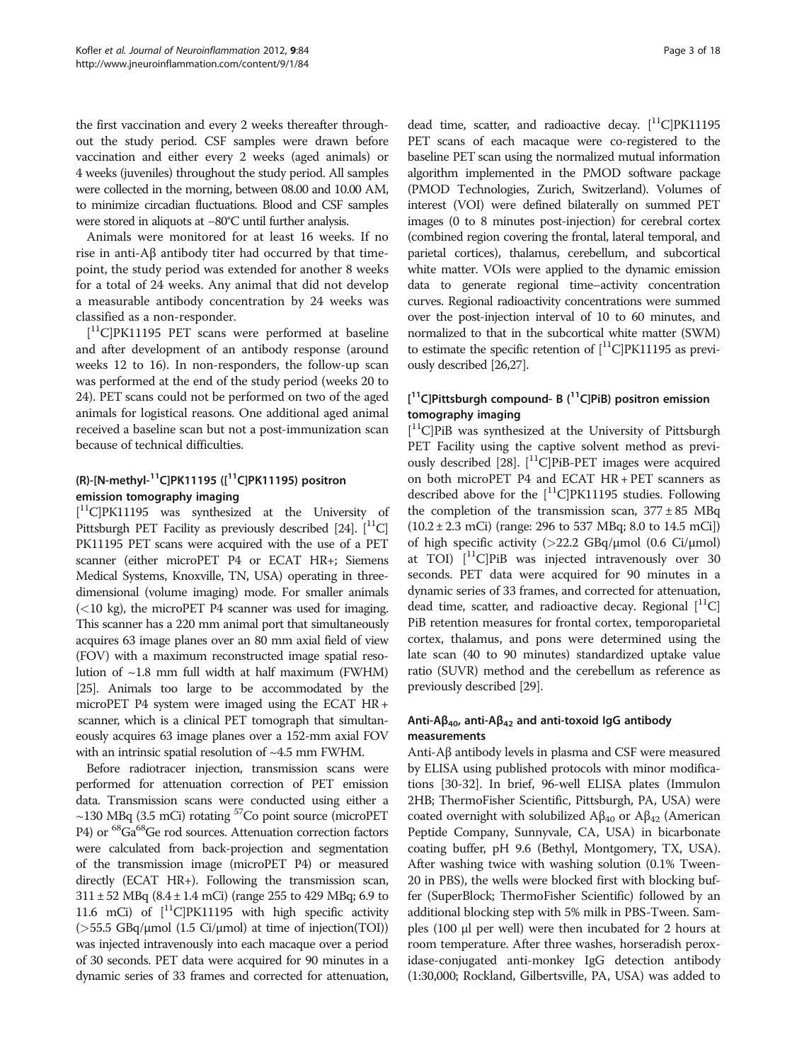the first vaccination and every 2 weeks thereafter throughout the study period. CSF samples were drawn before vaccination and either every 2 weeks (aged animals) or 4 weeks (juveniles) throughout the study period. All samples were collected in the morning, between 08.00 and 10.00 AM, to minimize circadian fluctuations. Blood and CSF samples were stored in aliquots at −80°C until further analysis.

Animals were monitored for at least 16 weeks. If no rise in anti-Aβ antibody titer had occurred by that timepoint, the study period was extended for another 8 weeks for a total of 24 weeks. Any animal that did not develop a measurable antibody concentration by 24 weeks was classified as a non-responder.

[$^{11}$C]PK11195 PET scans were performed at baseline and after development of an antibody response (around weeks 12 to 16). In non-responders, the follow-up scan was performed at the end of the study period (weeks 20 to 24). PET scans could not be performed on two of the aged animals for logistical reasons. One additional aged animal received a baseline scan but not a post-immunization scan because of technical difficulties.

### (R)-[N-methyl-$^{11}$C]PK11195 ([$^{11}$C]PK11195) positron emission tomography imaging

[$^{11}$C]PK11195 was synthesized at the University of Pittsburgh PET Facility as previously described [24]. [$^{11}$C]PK11195 PET scans were acquired with the use of a PET scanner (either microPET P4 or ECAT HR+; Siemens Medical Systems, Knoxville, TN, USA) operating in three-dimensional (volume imaging) mode. For smaller animals (<10 kg), the microPET P4 scanner was used for imaging. This scanner has a 220 mm animal port that simultaneously acquires 63 image planes over an 80 mm axial field of view (FOV) with a maximum reconstructed image spatial resolution of ~1.8 mm full width at half maximum (FWHM) [25]. Animals too large to be accommodated by the microPET P4 system were imaged using the ECAT HR + scanner, which is a clinical PET tomograph that simultaneously acquires 63 image planes over a 152-mm axial FOV with an intrinsic spatial resolution of ~4.5 mm FWHM.

Before radiotracer injection, transmission scans were performed for attenuation correction of PET emission data. Transmission scans were conducted using either a ~130 MBq (3.5 mCi) rotating $^{57}$Co point source (microPET P4) or $^{68}$Ga$^{68}$Ge rod sources. Attenuation correction factors were calculated from back-projection and segmentation of the transmission image (microPET P4) or measured directly (ECAT HR+). Following the transmission scan, 311 ± 52 MBq (8.4 ± 1.4 mCi) (range 255 to 429 MBq; 6.9 to 11.6 mCi) of [$^{11}$C]PK11195 with high specific activity (>55.5 GBq/μmol (1.5 Ci/μmol) at time of injection(TOI)) was injected intravenously into each macaque over a period of 30 seconds. PET data were acquired for 90 minutes in a dynamic series of 33 frames and corrected for attenuation, dead time, scatter, and radioactive decay. [$^{11}$C]PK11195 PET scans of each macaque were co-registered to the baseline PET scan using the normalized mutual information algorithm implemented in the PMOD software package (PMOD Technologies, Zurich, Switzerland). Volumes of interest (VOI) were defined bilaterally on summed PET images (0 to 8 minutes post-injection) for cerebral cortex (combined region covering the frontal, lateral temporal, and parietal cortices), thalamus, cerebellum, and subcortical white matter. VOIs were applied to the dynamic emission data to generate regional time–activity concentration curves. Regional radioactivity concentrations were summed over the post-injection interval of 10 to 60 minutes, and normalized to that in the subcortical white matter (SWM) to estimate the specific retention of [$^{11}$C]PK11195 as previously described [26,27].

### [$^{11}$C]Pittsburgh compound- B ([$^{11}$C]PiB) positron emission tomography imaging

[$^{11}$C]PiB was synthesized at the University of Pittsburgh PET Facility using the captive solvent method as previously described [28]. [$^{11}$C]PiB-PET images were acquired on both microPET P4 and ECAT HR + PET scanners as described above for the [$^{11}$C]PK11195 studies. Following the completion of the transmission scan, 377 ± 85 MBq (10.2 ± 2.3 mCi) (range: 296 to 537 MBq; 8.0 to 14.5 mCi]) of high specific activity (>22.2 GBq/μmol (0.6 Ci/μmol) at TOI) [$^{11}$C]PiB was injected intravenously over 30 seconds. PET data were acquired for 90 minutes in a dynamic series of 33 frames, and corrected for attenuation, dead time, scatter, and radioactive decay. Regional [$^{11}$C]PiB retention measures for frontal cortex, temporoparietal cortex, thalamus, and pons were determined using the late scan (40 to 90 minutes) standardized uptake value ratio (SUVR) method and the cerebellum as reference as previously described [29].

### Anti-A$\beta_{40}$, anti-A$\beta_{42}$ and anti-toxoid IgG antibody measurements

Anti-Aβ antibody levels in plasma and CSF were measured by ELISA using published protocols with minor modifications [30-32]. In brief, 96-well ELISA plates (Immulon 2HB; ThermoFisher Scientific, Pittsburgh, PA, USA) were coated overnight with solubilized A$\beta_{40}$ or A$\beta_{42}$ (American Peptide Company, Sunnyvale, CA, USA) in bicarbonate coating buffer, pH 9.6 (Bethyl, Montgomery, TX, USA). After washing twice with washing solution (0.1% Tween-20 in PBS), the wells were blocked first with blocking buffer (SuperBlock; ThermoFisher Scientific) followed by an additional blocking step with 5% milk in PBS-Tween. Samples (100 μl per well) were then incubated for 2 hours at room temperature. After three washes, horseradish peroxidase-conjugated anti-monkey IgG detection antibody (1:30,000; Rockland, Gilbertsville, PA, USA) was added to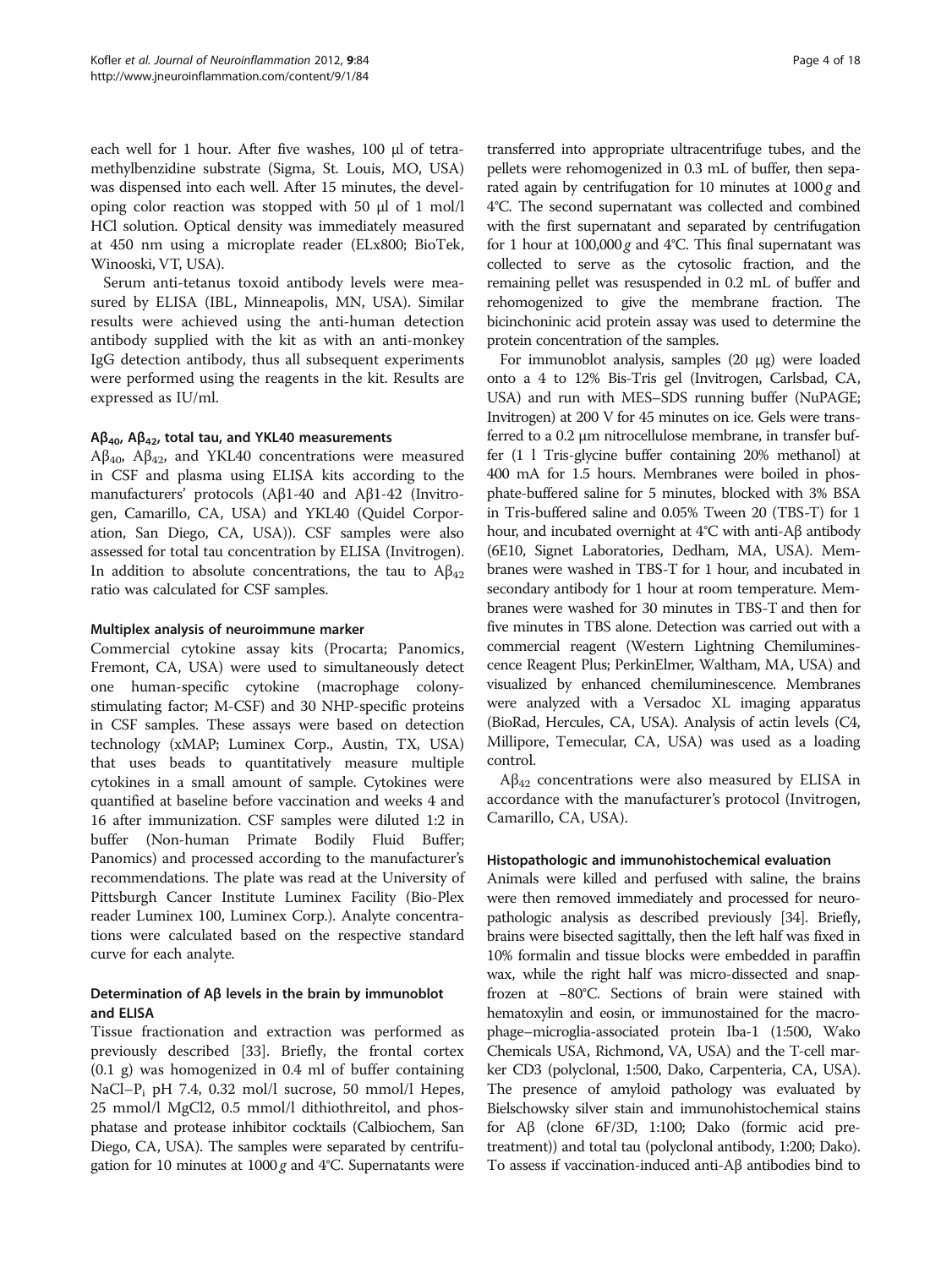each well for 1 hour. After five washes, 100 μl of tetramethylbenzidine substrate (Sigma, St. Louis, MO, USA) was dispensed into each well. After 15 minutes, the developing color reaction was stopped with 50 μl of 1 mol/l HCl solution. Optical density was immediately measured at 450 nm using a microplate reader (ELx800; BioTek, Winooski, VT, USA).

Serum anti-tetanus toxoid antibody levels were measured by ELISA (IBL, Minneapolis, MN, USA). Similar results were achieved using the anti-human detection antibody supplied with the kit as with an anti-monkey IgG detection antibody, thus all subsequent experiments were performed using the reagents in the kit. Results are expressed as IU/ml.

### $A\beta_{40}$, $A\beta_{42}$, total tau, and YKL40 measurements

$A\beta_{40}$, $A\beta_{42}$, and YKL40 concentrations were measured in CSF and plasma using ELISA kits according to the manufacturers' protocols (Aβ1-40 and Aβ1-42 (Invitrogen, Camarillo, CA, USA) and YKL40 (Quidel Corporation, San Diego, CA, USA)). CSF samples were also assessed for total tau concentration by ELISA (Invitrogen). In addition to absolute concentrations, the tau to $A\beta_{42}$ ratio was calculated for CSF samples.

### Multiplex analysis of neuroimmune marker

Commercial cytokine assay kits (Procarta; Panomics, Fremont, CA, USA) were used to simultaneously detect one human-specific cytokine (macrophage colony-stimulating factor; M-CSF) and 30 NHP-specific proteins in CSF samples. These assays were based on detection technology (xMAP; Luminex Corp., Austin, TX, USA) that uses beads to quantitatively measure multiple cytokines in a small amount of sample. Cytokines were quantified at baseline before vaccination and weeks 4 and 16 after immunization. CSF samples were diluted 1:2 in buffer (Non-human Primate Bodily Fluid Buffer; Panomics) and processed according to the manufacturer's recommendations. The plate was read at the University of Pittsburgh Cancer Institute Luminex Facility (Bio-Plex reader Luminex 100, Luminex Corp.). Analyte concentrations were calculated based on the respective standard curve for each analyte.

### Determination of Aβ levels in the brain by immunoblot and ELISA

Tissue fractionation and extraction was performed as previously described [33]. Briefly, the frontal cortex (0.1 g) was homogenized in 0.4 ml of buffer containing NaCl–$P_i$ pH 7.4, 0.32 mol/l sucrose, 50 mmol/l Hepes, 25 mmol/l MgCl2, 0.5 mmol/l dithiothreitol, and phosphatase and protease inhibitor cocktails (Calbiochem, San Diego, CA, USA). The samples were separated by centrifugation for 10 minutes at 1000 *g* and 4°C. Supernatants were transferred into appropriate ultracentrifuge tubes, and the pellets were rehomogenized in 0.3 mL of buffer, then separated again by centrifugation for 10 minutes at 1000 *g* and 4°C. The second supernatant was collected and combined with the first supernatant and separated by centrifugation for 1 hour at 100,000 *g* and 4°C. This final supernatant was collected to serve as the cytosolic fraction, and the remaining pellet was resuspended in 0.2 mL of buffer and rehomogenized to give the membrane fraction. The bicinchoninic acid protein assay was used to determine the protein concentration of the samples.

For immunoblot analysis, samples (20 μg) were loaded onto a 4 to 12% Bis-Tris gel (Invitrogen, Carlsbad, CA, USA) and run with MES–SDS running buffer (NuPAGE; Invitrogen) at 200 V for 45 minutes on ice. Gels were transferred to a 0.2 μm nitrocellulose membrane, in transfer buffer (1 l Tris-glycine buffer containing 20% methanol) at 400 mA for 1.5 hours. Membranes were boiled in phosphate-buffered saline for 5 minutes, blocked with 3% BSA in Tris-buffered saline and 0.05% Tween 20 (TBS-T) for 1 hour, and incubated overnight at 4°C with anti-Aβ antibody (6E10, Signet Laboratories, Dedham, MA, USA). Membranes were washed in TBS-T for 1 hour, and incubated in secondary antibody for 1 hour at room temperature. Membranes were washed for 30 minutes in TBS-T and then for five minutes in TBS alone. Detection was carried out with a commercial reagent (Western Lightning Chemiluminescence Reagent Plus; PerkinElmer, Waltham, MA, USA) and visualized by enhanced chemiluminescence. Membranes were analyzed with a Versadoc XL imaging apparatus (BioRad, Hercules, CA, USA). Analysis of actin levels (C4, Millipore, Temecular, CA, USA) was used as a loading control.

$A\beta_{42}$ concentrations were also measured by ELISA in accordance with the manufacturer's protocol (Invitrogen, Camarillo, CA, USA).

### Histopathologic and immunohistochemical evaluation

Animals were killed and perfused with saline, the brains were then removed immediately and processed for neuropathologic analysis as described previously [34]. Briefly, brains were bisected sagittally, then the left half was fixed in 10% formalin and tissue blocks were embedded in paraffin wax, while the right half was micro-dissected and snap-frozen at −80°C. Sections of brain were stained with hematoxylin and eosin, or immunostained for the macrophage–microglia-associated protein Iba-1 (1:500, Wako Chemicals USA, Richmond, VA, USA) and the T-cell marker CD3 (polyclonal, 1:500, Dako, Carpenteria, CA, USA). The presence of amyloid pathology was evaluated by Bielschowsky silver stain and immunohistochemical stains for Aβ (clone 6F/3D, 1:100; Dako (formic acid pretreatment)) and total tau (polyclonal antibody, 1:200; Dako). To assess if vaccination-induced anti-Aβ antibodies bind to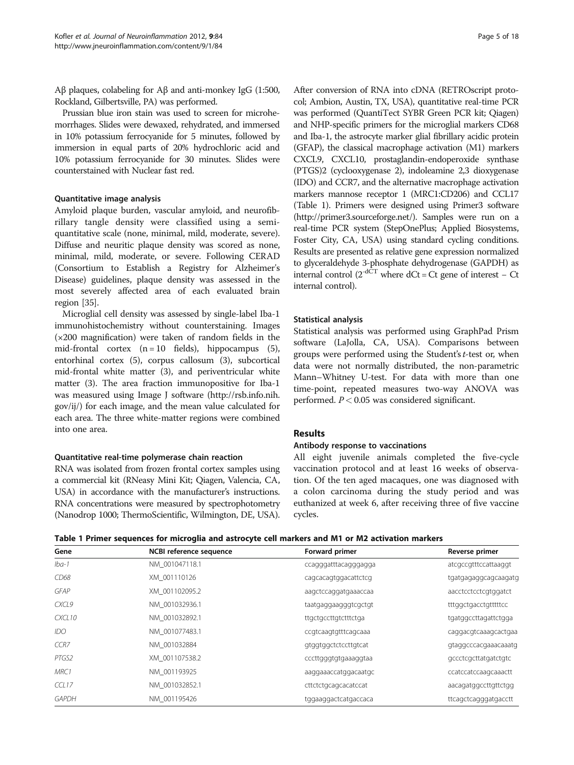Aβ plaques, colabeling for Aβ and anti-monkey IgG (1:500, Rockland, Gilbertsville, PA) was performed.

Prussian blue iron stain was used to screen for microhemorrhages. Slides were dewaxed, rehydrated, and immersed in 10% potassium ferrocyanide for 5 minutes, followed by immersion in equal parts of 20% hydrochloric acid and 10% potassium ferrocyanide for 30 minutes. Slides were counterstained with Nuclear fast red.

#### Quantitative image analysis

Amyloid plaque burden, vascular amyloid, and neurofibrillary tangle density were classified using a semi-quantitative scale (none, minimal, mild, moderate, severe). Diffuse and neuritic plaque density was scored as none, minimal, mild, moderate, or severe. Following CERAD (Consortium to Establish a Registry for Alzheimer's Disease) guidelines, plaque density was assessed in the most severely affected area of each evaluated brain region [35].

Microglial cell density was assessed by single-label Iba-1 immunohistochemistry without counterstaining. Images (×200 magnification) were taken of random fields in the mid-frontal cortex (n = 10 fields), hippocampus (5), entorhinal cortex (5), corpus callosum (3), subcortical mid-frontal white matter (3), and periventricular white matter (3). The area fraction immunopositive for Iba-1 was measured using Image J software (http://rsb.info.nih.gov/ij/) for each image, and the mean value calculated for each area. The three white-matter regions were combined into one area.

#### Quantitative real-time polymerase chain reaction

RNA was isolated from frozen frontal cortex samples using a commercial kit (RNeasy Mini Kit; Qiagen, Valencia, CA, USA) in accordance with the manufacturer's instructions. RNA concentrations were measured by spectrophotometry (Nanodrop 1000; ThermoScientific, Wilmington, DE, USA). After conversion of RNA into cDNA (RETROscript protocol; Ambion, Austin, TX, USA), quantitative real-time PCR was performed (QuantiTect SYBR Green PCR kit; Qiagen) and NHP-specific primers for the microglial markers CD68 and Iba-1, the astrocyte marker glial fibrillary acidic protein (GFAP), the classical macrophage activation (M1) markers CXCL9, CXCL10, prostaglandin-endoperoxide synthase (PTGS)2 (cyclooxygenase 2), indoleamine 2,3 dioxygenase (IDO) and CCR7, and the alternative macrophage activation markers mannose receptor 1 (MRC1:CD206) and CCL17 (Table 1). Primers were designed using Primer3 software (http://primer3.sourceforge.net/). Samples were run on a real-time PCR system (StepOnePlus; Applied Biosystems, Foster City, CA, USA) using standard cycling conditions. Results are presented as relative gene expression normalized to glyceraldehyde 3-phosphate dehydrogenase (GAPDH) as internal control ($2^{-dCT}$ where dCt = Ct gene of interest − Ct internal control).

#### Statistical analysis

Statistical analysis was performed using GraphPad Prism software (LaJolla, CA, USA). Comparisons between groups were performed using the Student's *t*-test or, when data were not normally distributed, the non-parametric Mann–Whitney U-test. For data with more than one time-point, repeated measures two-way ANOVA was performed. $P < 0.05$ was considered significant.

## Results

#### Antibody response to vaccinations

All eight juvenile animals completed the five-cycle vaccination protocol and at least 16 weeks of observation. Of the ten aged macaques, one was diagnosed with a colon carcinoma during the study period and was euthanized at week 6, after receiving three of five vaccine cycles.

**Table 1 Primer sequences for microglia and astrocyte cell markers and M1 or M2 activation markers**

| Gene | NCBI reference sequence | Forward primer | Reverse primer |
|---|---|---|---|
| *Iba-1* | NM_001047118.1 | ccagggatttacagggagga | atcgccgtttccattaaggt |
| *CD68* | XM_001110126 | cagcacagtggacattctcg | tgatgagaggcagcaagatg |
| *GFAP* | XM_001102095.2 | aagctccaggatgaaaccaa | aacctcctcctcgtggatct |
| *CXCL9* | NM_001032936.1 | taatgaggaagggtcgctgt | tttggctgacctgtttttcc |
| *CXCL10* | NM_001032892.1 | ttgctgccttgtctttctga | tgatggccttagattctgga |
| *IDO* | NM_001077483.1 | ccgtcaagtgtttcagcaaa | caggacgtcaaagcactgaa |
| *CCR7* | NM_001032884 | gtggtggctctccttgtcat | gtaggcccacgaaacaaatg |
| *PTGS2* | XM_001107538.2 | cccttgggtgtgaaaggtaa | gccctcgcttatgatctgtc |
| *MRC1* | NM_001193925 | aaggaaaccatggacaatgc | ccatcccatccaagcaaactt |
| *CCL17* | NM_001032852.1 | cttctctgcagcacatccat | aacagatggccttgttctgg |
| *GAPDH* | NM_001195426 | tggaaggactcatgaccaca | ttcagctcagggatgacctt |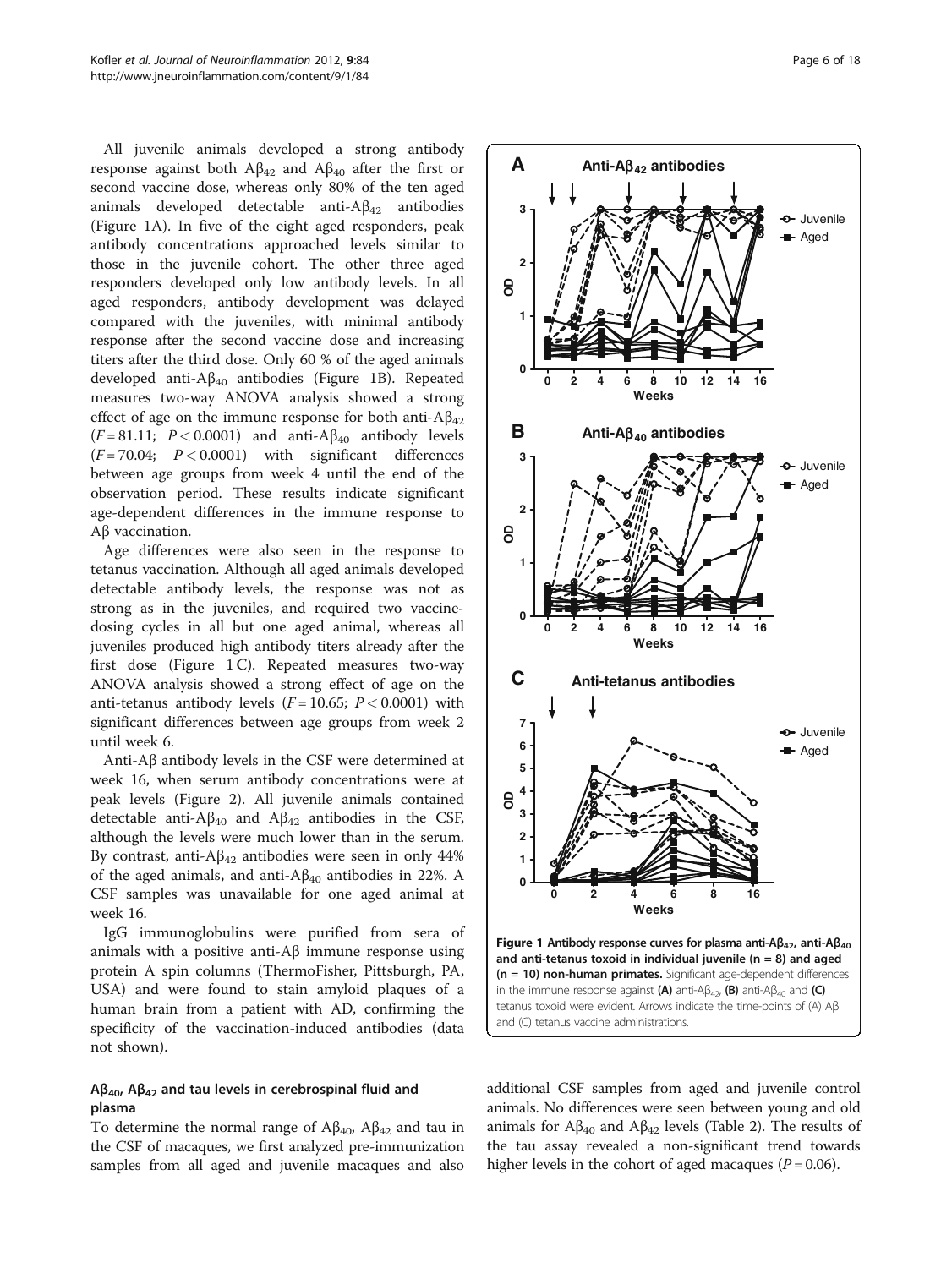All juvenile animals developed a strong antibody response against both $A\beta_{42}$ and $A\beta_{40}$ after the first or second vaccine dose, whereas only 80% of the ten aged animals developed detectable anti-$A\beta_{42}$ antibodies (Figure 1A). In five of the eight aged responders, peak antibody concentrations approached levels similar to those in the juvenile cohort. The other three aged responders developed only low antibody levels. In all aged responders, antibody development was delayed compared with the juveniles, with minimal antibody response after the second vaccine dose and increasing titers after the third dose. Only 60 % of the aged animals developed anti-$A\beta_{40}$ antibodies (Figure 1B). Repeated measures two-way ANOVA analysis showed a strong effect of age on the immune response for both anti-$A\beta_{42}$ ($F = 81.11$; $P < 0.0001$) and anti-$A\beta_{40}$ antibody levels ($F = 70.04$; $P < 0.0001$) with significant differences between age groups from week 4 until the end of the observation period. These results indicate significant age-dependent differences in the immune response to Aβ vaccination.

Age differences were also seen in the response to tetanus vaccination. Although all aged animals developed detectable antibody levels, the response was not as strong as in the juveniles, and required two vaccine-dosing cycles in all but one aged animal, whereas all juveniles produced high antibody titers already after the first dose (Figure 1 C). Repeated measures two-way ANOVA analysis showed a strong effect of age on the anti-tetanus antibody levels ($F = 10.65$; $P < 0.0001$) with significant differences between age groups from week 2 until week 6.

Anti-Aβ antibody levels in the CSF were determined at week 16, when serum antibody concentrations were at peak levels (Figure 2). All juvenile animals contained detectable anti-$A\beta_{40}$ and $A\beta_{42}$ antibodies in the CSF, although the levels were much lower than in the serum. By contrast, anti-$A\beta_{42}$ antibodies were seen in only 44% of the aged animals, and anti-$A\beta_{40}$ antibodies in 22%. A CSF samples was unavailable for one aged animal at week 16.

IgG immunoglobulins were purified from sera of animals with a positive anti-Aβ immune response using protein A spin columns (ThermoFisher, Pittsburgh, PA, USA) and were found to stain amyloid plaques of a human brain from a patient with AD, confirming the specificity of the vaccination-induced antibodies (data not shown).

**Figure 1 Antibody response curves for plasma anti-$A\beta_{42}$, anti-$A\beta_{40}$ and anti-tetanus toxoid in individual juvenile (n = 8) and aged (n = 10) non-human primates.** Significant age-dependent differences in the immune response against **(A)** anti-$A\beta_{42}$, **(B)** anti-$A\beta_{40}$ and **(C)** tetanus toxoid were evident. Arrows indicate the time-points of (A) Aβ and (C) tetanus vaccine administrations.

### $A\beta_{40}$, $A\beta_{42}$ and tau levels in cerebrospinal fluid and plasma

To determine the normal range of $A\beta_{40}$, $A\beta_{42}$ and tau in the CSF of macaques, we first analyzed pre-immunization samples from all aged and juvenile macaques and also additional CSF samples from aged and juvenile control animals. No differences were seen between young and old animals for $A\beta_{40}$ and $A\beta_{42}$ levels (Table 2). The results of the tau assay revealed a non-significant trend towards higher levels in the cohort of aged macaques ($P = 0.06$).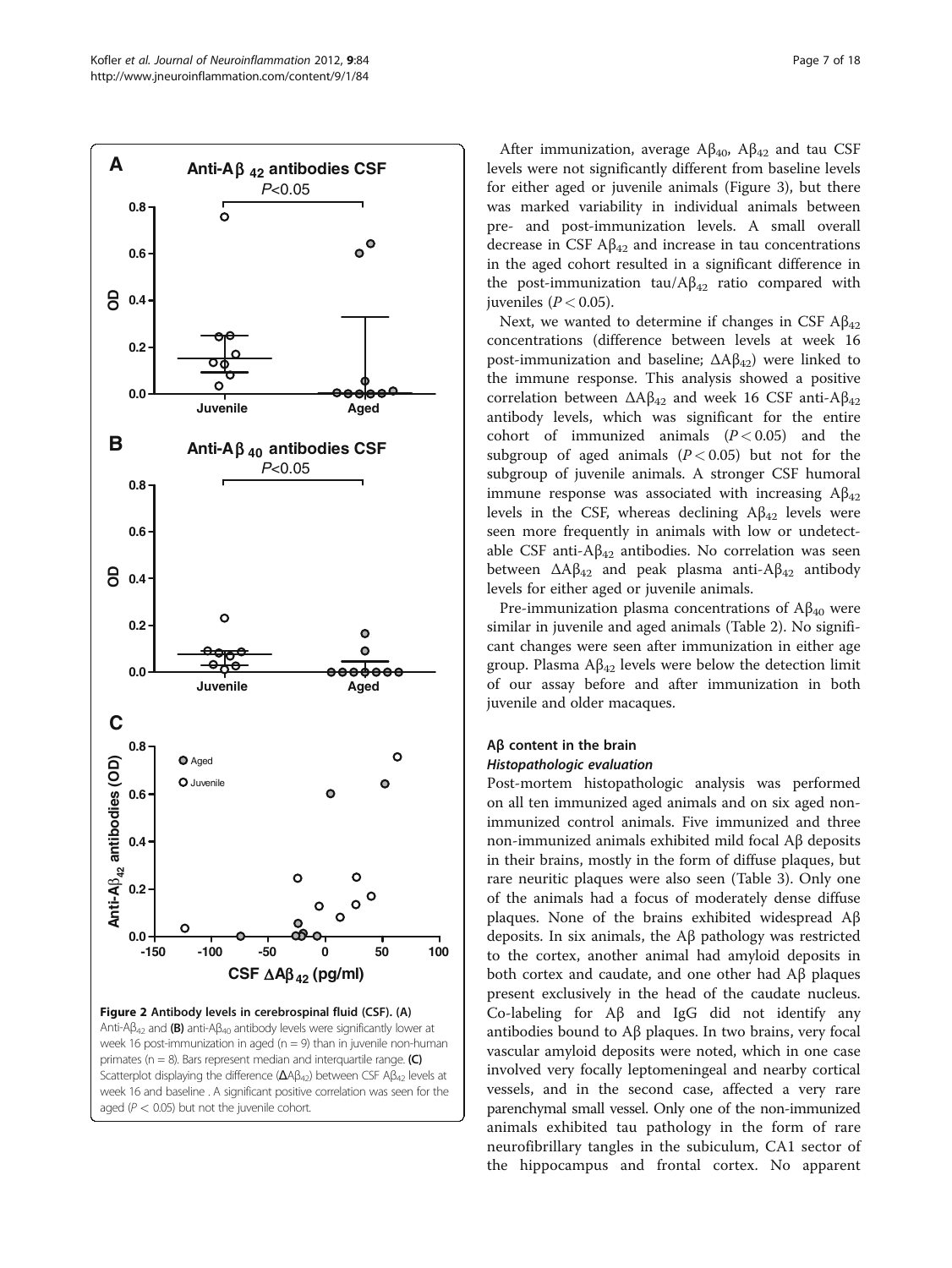**Figure 2 Antibody levels in cerebrospinal fluid (CSF). (A)** Anti-A$\beta_{42}$ and **(B)** anti-A$\beta_{40}$ antibody levels were significantly lower at week 16 post-immunization in aged (n = 9) than in juvenile non-human primates (n = 8). Bars represent median and interquartile range. **(C)** Scatterplot displaying the difference ($\Delta$A$\beta_{42}$) between CSF A$\beta_{42}$ levels at week 16 and baseline . A significant positive correlation was seen for the aged ($P < 0.05$) but not the juvenile cohort.

After immunization, average A$\beta_{40}$, A$\beta_{42}$ and tau CSF levels were not significantly different from baseline levels for either aged or juvenile animals (Figure 3), but there was marked variability in individual animals between pre- and post-immunization levels. A small overall decrease in CSF A$\beta_{42}$ and increase in tau concentrations in the aged cohort resulted in a significant difference in the post-immunization tau/A$\beta_{42}$ ratio compared with juveniles ($P < 0.05$).

Next, we wanted to determine if changes in CSF A$\beta_{42}$ concentrations (difference between levels at week 16 post-immunization and baseline; $\Delta$A$\beta_{42}$) were linked to the immune response. This analysis showed a positive correlation between $\Delta$A$\beta_{42}$ and week 16 CSF anti-A$\beta_{42}$ antibody levels, which was significant for the entire cohort of immunized animals ($P < 0.05$) and the subgroup of aged animals ($P < 0.05$) but not for the subgroup of juvenile animals. A stronger CSF humoral immune response was associated with increasing A$\beta_{42}$ levels in the CSF, whereas declining A$\beta_{42}$ levels were seen more frequently in animals with low or undetectable CSF anti-A$\beta_{42}$ antibodies. No correlation was seen between $\Delta$A$\beta_{42}$ and peak plasma anti-A$\beta_{42}$ antibody levels for either aged or juvenile animals.

Pre-immunization plasma concentrations of A$\beta_{40}$ were similar in juvenile and aged animals (Table 2). No significant changes were seen after immunization in either age group. Plasma A$\beta_{42}$ levels were below the detection limit of our assay before and after immunization in both juvenile and older macaques.

## Aβ content in the brain

### *Histopathologic evaluation*

Post-mortem histopathologic analysis was performed on all ten immunized aged animals and on six aged non-immunized control animals. Five immunized and three non-immunized animals exhibited mild focal Aβ deposits in their brains, mostly in the form of diffuse plaques, but rare neuritic plaques were also seen (Table 3). Only one of the animals had a focus of moderately dense diffuse plaques. None of the brains exhibited widespread Aβ deposits. In six animals, the Aβ pathology was restricted to the cortex, another animal had amyloid deposits in both cortex and caudate, and one other had Aβ plaques present exclusively in the head of the caudate nucleus. Co-labeling for Aβ and IgG did not identify any antibodies bound to Aβ plaques. In two brains, very focal vascular amyloid deposits were noted, which in one case involved very focally leptomeningeal and nearby cortical vessels, and in the second case, affected a very rare parenchymal small vessel. Only one of the non-immunized animals exhibited tau pathology in the form of rare neurofibrillary tangles in the subiculum, CA1 sector of the hippocampus and frontal cortex. No apparent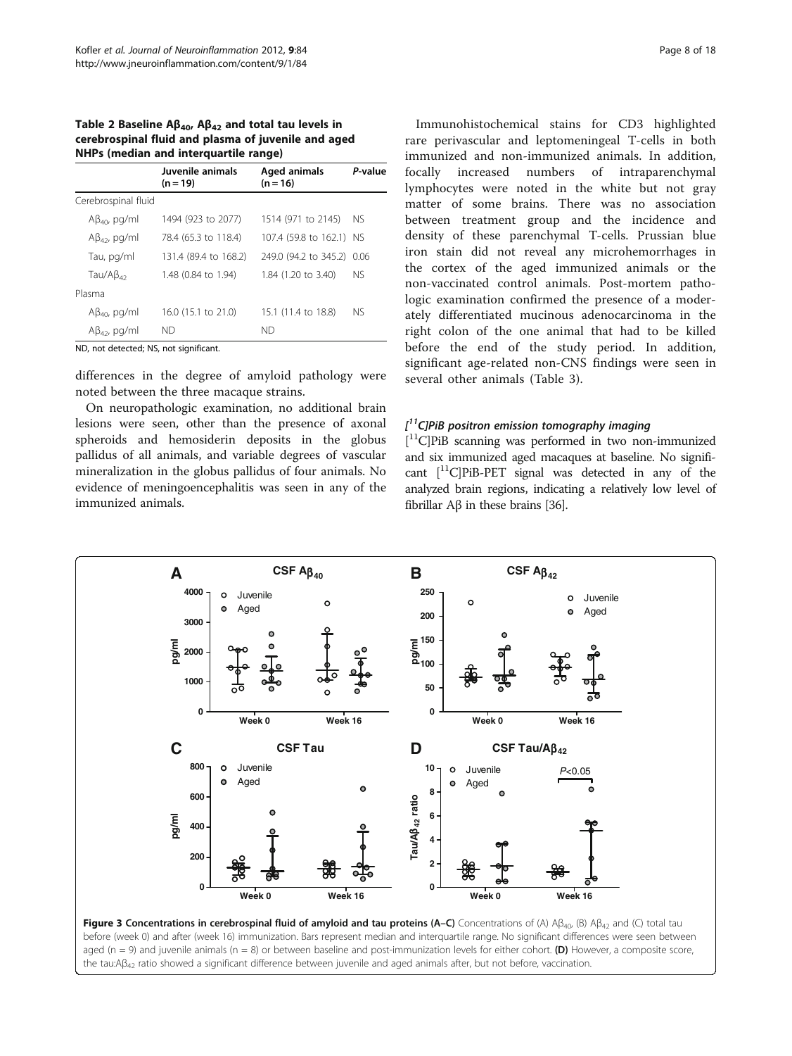**Table 2 Baseline $A\beta_{40}$, $A\beta_{42}$ and total tau levels in cerebrospinal fluid and plasma of juvenile and aged NHPs (median and interquartile range)**

| | Juvenile animals (n = 19) | Aged animals (n = 16) | P-value |
|---|---|---|---|
| Cerebrospinal fluid | | | |
| $A\beta_{40}$, pg/ml | 1494 (923 to 2077) | 1514 (971 to 2145) | NS |
| $A\beta_{42}$, pg/ml | 78.4 (65.3 to 118.4) | 107.4 (59.8 to 162.1) | NS |
| Tau, pg/ml | 131.4 (89.4 to 168.2) | 249.0 (94.2 to 345.2) | 0.06 |
| Tau/$A\beta_{42}$ | 1.48 (0.84 to 1.94) | 1.84 (1.20 to 3.40) | NS |
| Plasma | | | |
| $A\beta_{40}$, pg/ml | 16.0 (15.1 to 21.0) | 15.1 (11.4 to 18.8) | NS |
| $A\beta_{42}$, pg/ml | ND | ND | |

ND, not detected; NS, not significant.

differences in the degree of amyloid pathology were noted between the three macaque strains.

On neuropathologic examination, no additional brain lesions were seen, other than the presence of axonal spheroids and hemosiderin deposits in the globus pallidus of all animals, and variable degrees of vascular mineralization in the globus pallidus of four animals. No evidence of meningoencephalitis was seen in any of the immunized animals.

Immunohistochemical stains for CD3 highlighted rare perivascular and leptomeningeal T-cells in both immunized and non-immunized animals. In addition, focally increased numbers of intraparenchymal lymphocytes were noted in the white but not gray matter of some brains. There was no association between treatment group and the incidence and density of these parenchymal T-cells. Prussian blue iron stain did not reveal any microhemorrhages in the cortex of the aged immunized animals or the non-vaccinated control animals. Post-mortem pathologic examination confirmed the presence of a moderately differentiated mucinous adenocarcinoma in the right colon of the one animal that had to be killed before the end of the study period. In addition, significant age-related non-CNS findings were seen in several other animals (Table 3).

### [$^{11}$C]PiB positron emission tomography imaging

[$^{11}$C]PiB scanning was performed in two non-immunized and six immunized aged macaques at baseline. No significant [$^{11}$C]PiB-PET signal was detected in any of the analyzed brain regions, indicating a relatively low level of fibrillar Aβ in these brains [36].

**Figure 3 Concentrations in cerebrospinal fluid of amyloid and tau proteins (A–C)** Concentrations of (A) $A\beta_{40}$, (B) $A\beta_{42}$ and (C) total tau before (week 0) and after (week 16) immunization. Bars represent median and interquartile range. No significant differences were seen between aged (n = 9) and juvenile animals (n = 8) or between baseline and post-immunization levels for either cohort. **(D)** However, a composite score, the tau:$A\beta_{42}$ ratio showed a significant difference between juvenile and aged animals after, but not before, vaccination.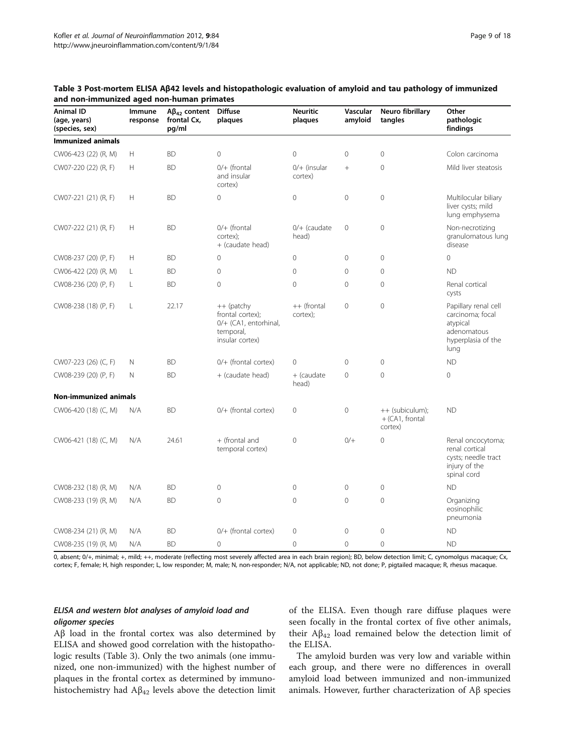**Table 3 Post-mortem ELISA Aβ42 levels and histopathologic evaluation of amyloid and tau pathology of immunized and non-immunized aged non-human primates**

| Animal ID (age, years) (species, sex) | Immune response | $A\beta_{42}$ content frontal Cx, pg/ml | Diffuse plaques | Neuritic plaques | Vascular amyloid | Neuro fibrillary tangles | Other pathologic findings |
|---|---|---|---|---|---|---|---|
| **Immunized animals** | | | | | | | |
| CW06-423 (22) (R, M) | H | BD | 0 | 0 | 0 | 0 | Colon carcinoma |
| CW07-220 (22) (R, F) | H | BD | 0/+ (frontal and insular cortex) | 0/+ (insular cortex) | + | 0 | Mild liver steatosis |
| CW07-221 (21) (R, F) | H | BD | 0 | 0 | 0 | 0 | Multilocular biliary liver cysts; mild lung emphysema |
| CW07-222 (21) (R, F) | H | BD | 0/+ (frontal cortex); + (caudate head) | 0/+ (caudate head) | 0 | 0 | Non-necrotizing granulomatous lung disease |
| CW08-237 (20) (P, F) | H | BD | 0 | 0 | 0 | 0 | 0 |
| CW06-422 (20) (R, M) | L | BD | 0 | 0 | 0 | 0 | ND |
| CW08-236 (20) (P, F) | L | BD | 0 | 0 | 0 | 0 | Renal cortical cysts |
| CW08-238 (18) (P, F) | L | 22.17 | ++ (patchy frontal cortex); 0/+ (CA1, entorhinal, temporal, insular cortex) | ++ (frontal cortex); | 0 | 0 | Papillary renal cell carcinoma; focal atypical adenomatous hyperplasia of the lung |
| CW07-223 (26) (C, F) | N | BD | 0/+ (frontal cortex) | 0 | 0 | 0 | ND |
| CW08-239 (20) (P, F) | N | BD | + (caudate head) | + (caudate head) | 0 | 0 | 0 |
| **Non-immunized animals** | | | | | | | |
| CW06-420 (18) (C, M) | N/A | BD | 0/+ (frontal cortex) | 0 | 0 | ++ (subiculum); + (CA1, frontal cortex) | ND |
| CW06-421 (18) (C, M) | N/A | 24.61 | + (frontal and temporal cortex) | 0 | 0/+ | 0 | Renal oncocytoma; renal cortical cysts; needle tract injury of the spinal cord |
| CW08-232 (18) (R, M) | N/A | BD | 0 | 0 | 0 | 0 | ND |
| CW08-233 (19) (R, M) | N/A | BD | 0 | 0 | 0 | 0 | Organizing eosinophilic pneumonia |
| CW08-234 (21) (R, M) | N/A | BD | 0/+ (frontal cortex) | 0 | 0 | 0 | ND |
| CW08-235 (19) (R, M) | N/A | BD | 0 | 0 | 0 | 0 | ND |

0, absent; 0/+, minimal; +, mild; ++, moderate (reflecting most severely affected area in each brain region); BD, below detection limit; C, cynomolgus macaque; Cx, cortex; F, female; H, high responder; L, low responder; M, male; N, non-responder; N/A, not applicable; ND, not done; P, pigtailed macaque; R, rhesus macaque.

#### *ELISA and western blot analyses of amyloid load and oligomer species*

Aβ load in the frontal cortex was also determined by ELISA and showed good correlation with the histopathologic results (Table 3). Only the two animals (one immunized, one non-immunized) with the highest number of plaques in the frontal cortex as determined by immunohistochemistry had $A\beta_{42}$ levels above the detection limit of the ELISA. Even though rare diffuse plaques were seen focally in the frontal cortex of five other animals, their $A\beta_{42}$ load remained below the detection limit of the ELISA.

The amyloid burden was very low and variable within each group, and there were no differences in overall amyloid load between immunized and non-immunized animals. However, further characterization of Aβ species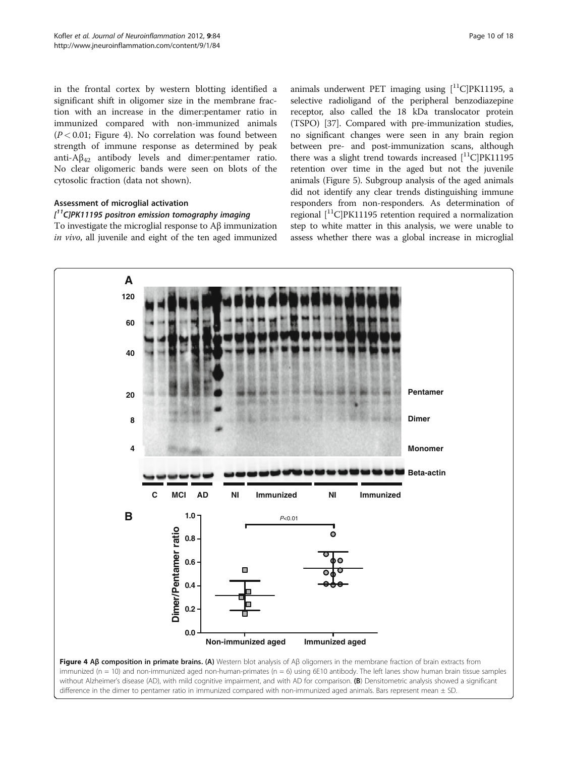in the frontal cortex by western blotting identified a significant shift in oligomer size in the membrane fraction with an increase in the dimer:pentamer ratio in immunized compared with non-immunized animals ($P < 0.01$; Figure 4). No correlation was found between strength of immune response as determined by peak anti-$A\beta_{42}$ antibody levels and dimer:pentamer ratio. No clear oligomeric bands were seen on blots of the cytosolic fraction (data not shown).

### Assessment of microglial activation

#### [$^{11}$C]PK11195 positron emission tomography imaging

To investigate the microglial response to Aβ immunization *in vivo*, all juvenile and eight of the ten aged immunized animals underwent PET imaging using [$^{11}$C]PK11195, a selective radioligand of the peripheral benzodiazepine receptor, also called the 18 kDa translocator protein (TSPO) [37]. Compared with pre-immunization studies, no significant changes were seen in any brain region between pre- and post-immunization scans, although there was a slight trend towards increased [$^{11}$C]PK11195 retention over time in the aged but not the juvenile animals (Figure 5). Subgroup analysis of the aged animals did not identify any clear trends distinguishing immune responders from non-responders. As determination of regional [$^{11}$C]PK11195 retention required a normalization step to white matter in this analysis, we were unable to assess whether there was a global increase in microglial

**Figure 4 Aβ composition in primate brains. (A)** Western blot analysis of Aβ oligomers in the membrane fraction of brain extracts from immunized (n = 10) and non-immunized aged non-human-primates (n = 6) using 6E10 antibody. The left lanes show human brain tissue samples without Alzheimer's disease (AD), with mild cognitive impairment, and with AD for comparison. **(B)** Densitometric analysis showed a significant difference in the dimer to pentamer ratio in immunized compared with non-immunized aged animals. Bars represent mean ± SD.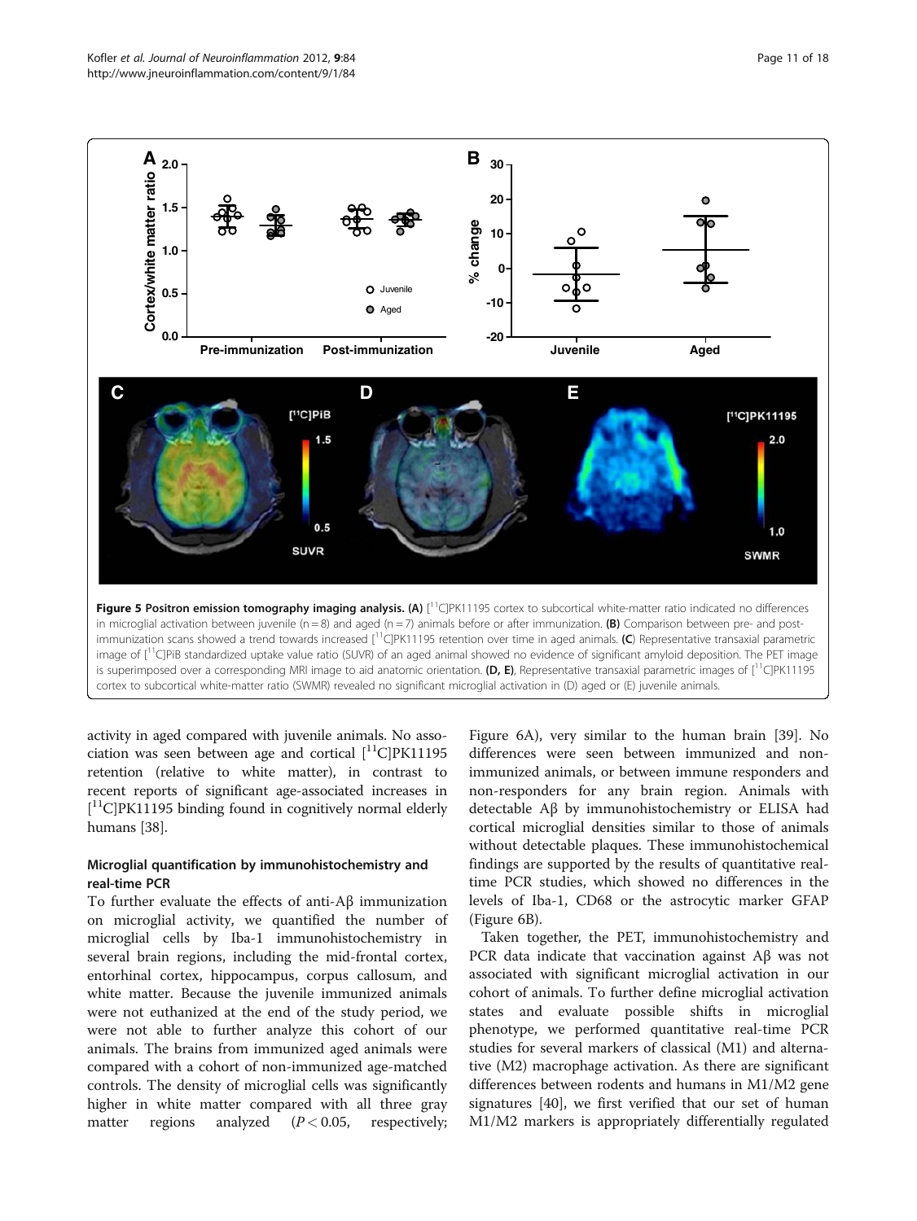**Figure 5 Positron emission tomography imaging analysis. (A)** [$^{11}$C]PK11195 cortex to subcortical white-matter ratio indicated no differences in microglial activation between juvenile (n = 8) and aged (n = 7) animals before or after immunization. **(B)** Comparison between pre- and post-immunization scans showed a trend towards increased [$^{11}$C]PK11195 retention over time in aged animals. **(C)** Representative transaxial parametric image of [$^{11}$C]PiB standardized uptake value ratio (SUVR) of an aged animal showed no evidence of significant amyloid deposition. The PET image is superimposed over a corresponding MRI image to aid anatomic orientation. **(D, E)**, Representative transaxial parametric images of [$^{11}$C]PK11195 cortex to subcortical white-matter ratio (SWMR) revealed no significant microglial activation in (D) aged or (E) juvenile animals.

activity in aged compared with juvenile animals. No association was seen between age and cortical [$^{11}$C]PK11195 retention (relative to white matter), in contrast to recent reports of significant age-associated increases in [$^{11}$C]PK11195 binding found in cognitively normal elderly humans [38].

### Microglial quantification by immunohistochemistry and real-time PCR

To further evaluate the effects of anti-Aβ immunization on microglial activity, we quantified the number of microglial cells by Iba-1 immunohistochemistry in several brain regions, including the mid-frontal cortex, entorhinal cortex, hippocampus, corpus callosum, and white matter. Because the juvenile immunized animals were not euthanized at the end of the study period, we were not able to further analyze this cohort of our animals. The brains from immunized aged animals were compared with a cohort of non-immunized age-matched controls. The density of microglial cells was significantly higher in white matter compared with all three gray matter regions analyzed ($P < 0.05$, respectively; Figure 6A), very similar to the human brain [39]. No differences were seen between immunized and non-immunized animals, or between immune responders and non-responders for any brain region. Animals with detectable Aβ by immunohistochemistry or ELISA had cortical microglial densities similar to those of animals without detectable plaques. These immunohistochemical findings are supported by the results of quantitative real-time PCR studies, which showed no differences in the levels of Iba-1, CD68 or the astrocytic marker GFAP (Figure 6B).

Taken together, the PET, immunohistochemistry and PCR data indicate that vaccination against Aβ was not associated with significant microglial activation in our cohort of animals. To further define microglial activation states and evaluate possible shifts in microglial phenotype, we performed quantitative real-time PCR studies for several markers of classical (M1) and alternative (M2) macrophage activation. As there are significant differences between rodents and humans in M1/M2 gene signatures [40], we first verified that our set of human M1/M2 markers is appropriately differentially regulated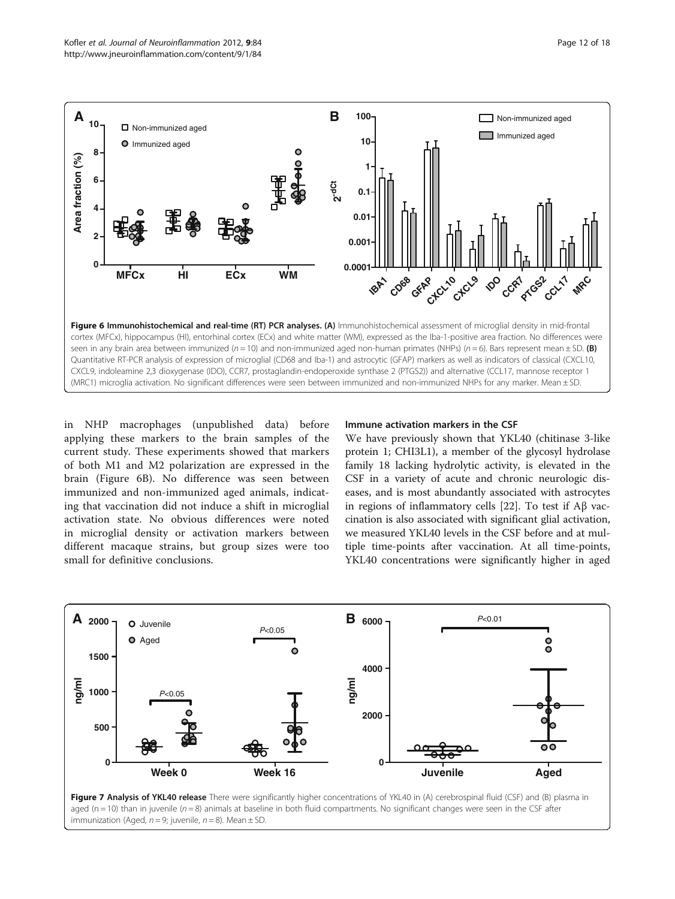**Figure 6 Immunohistochemical and real-time (RT) PCR analyses. (A)** Immunohistochemical assessment of microglial density in mid-frontal cortex (MFCx), hippocampus (HI), entorhinal cortex (ECx) and white matter (WM), expressed as the Iba-1-positive area fraction. No differences were seen in any brain area between immunized ($n = 10$) and non-immunized aged non-human primates (NHPs) ($n = 6$). Bars represent mean ± SD. **(B)** Quantitative RT-PCR analysis of expression of microglial (CD68 and Iba-1) and astrocytic (GFAP) markers as well as indicators of classical (CXCL10, CXCL9, indoleamine 2,3 dioxygenase (IDO), CCR7, prostaglandin-endoperoxide synthase 2 (PTGS2)) and alternative (CCL17, mannose receptor 1 (MRC1) microglia activation. No significant differences were seen between immunized and non-immunized NHPs for any marker. Mean ± SD.

in NHP macrophages (unpublished data) before applying these markers to the brain samples of the current study. These experiments showed that markers of both M1 and M2 polarization are expressed in the brain (Figure 6B). No difference was seen between immunized and non-immunized aged animals, indicating that vaccination did not induce a shift in microglial activation state. No obvious differences were noted in microglial density or activation markers between different macaque strains, but group sizes were too small for definitive conclusions.

### Immune activation markers in the CSF

We have previously shown that YKL40 (chitinase 3-like protein 1; CHI3L1), a member of the glycosyl hydrolase family 18 lacking hydrolytic activity, is elevated in the CSF in a variety of acute and chronic neurologic diseases, and is most abundantly associated with astrocytes in regions of inflammatory cells [22]. To test if Aβ vaccination is also associated with significant glial activation, we measured YKL40 levels in the CSF before and at multiple time-points after vaccination. At all time-points, YKL40 concentrations were significantly higher in aged

**Figure 7 Analysis of YKL40 release** There were significantly higher concentrations of YKL40 in (A) cerebrospinal fluid (CSF) and (B) plasma in aged ($n = 10$) than in juvenile ($n = 8$) animals at baseline in both fluid compartments. No significant changes were seen in the CSF after immunization (Aged, $n = 9$; juvenile, $n = 8$). Mean ± SD.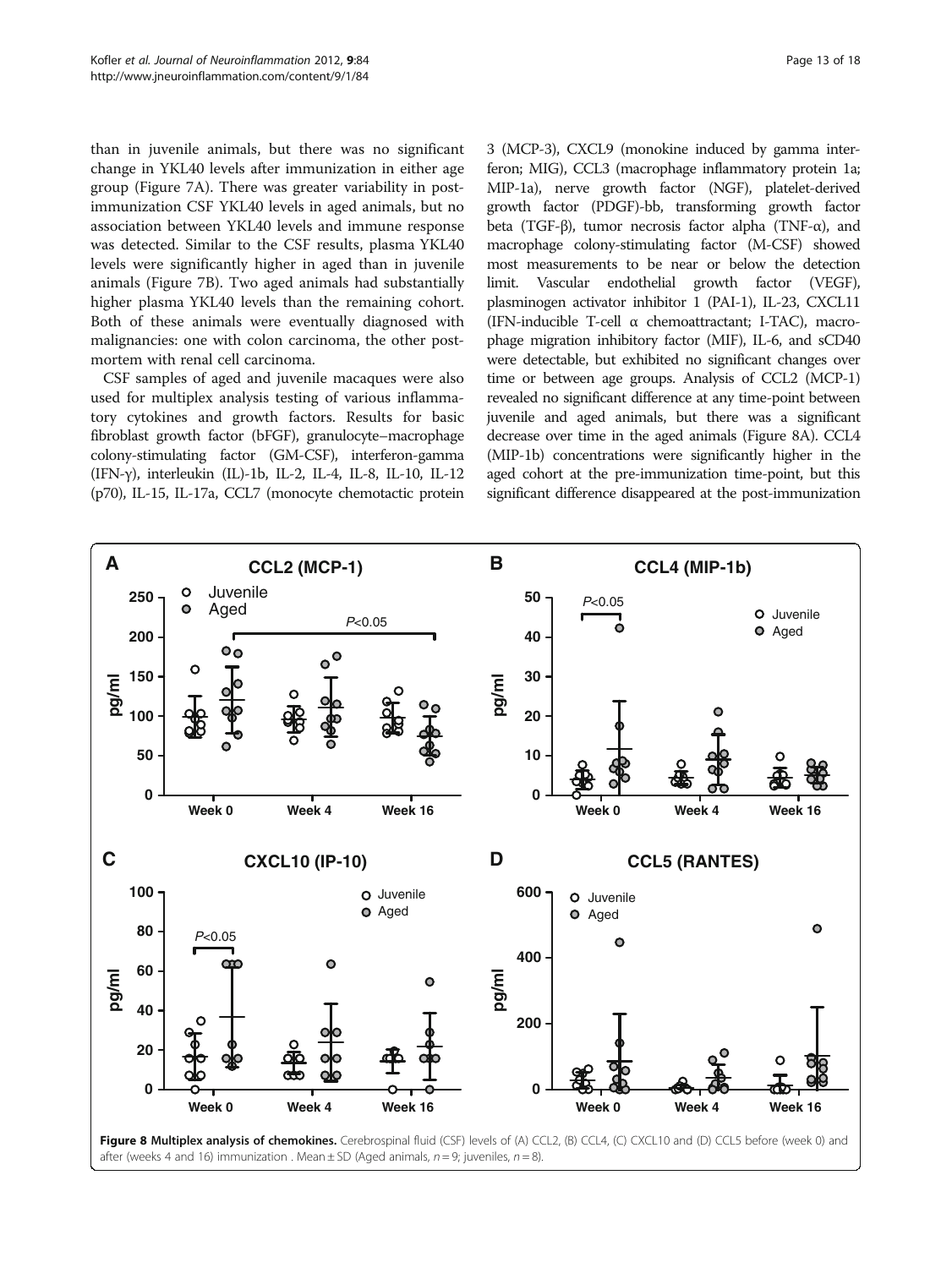than in juvenile animals, but there was no significant change in YKL40 levels after immunization in either age group (Figure 7A). There was greater variability in post-immunization CSF YKL40 levels in aged animals, but no association between YKL40 levels and immune response was detected. Similar to the CSF results, plasma YKL40 levels were significantly higher in aged than in juvenile animals (Figure 7B). Two aged animals had substantially higher plasma YKL40 levels than the remaining cohort. Both of these animals were eventually diagnosed with malignancies: one with colon carcinoma, the other post-mortem with renal cell carcinoma.

CSF samples of aged and juvenile macaques were also used for multiplex analysis testing of various inflammatory cytokines and growth factors. Results for basic fibroblast growth factor (bFGF), granulocyte–macrophage colony-stimulating factor (GM-CSF), interferon-gamma (IFN-γ), interleukin (IL)-1b, IL-2, IL-4, IL-8, IL-10, IL-12 (p70), IL-15, IL-17a, CCL7 (monocyte chemotactic protein 3 (MCP-3), CXCL9 (monokine induced by gamma interferon; MIG), CCL3 (macrophage inflammatory protein 1a; MIP-1a), nerve growth factor (NGF), platelet-derived growth factor (PDGF)-bb, transforming growth factor beta (TGF-β), tumor necrosis factor alpha (TNF-α), and macrophage colony-stimulating factor (M-CSF) showed most measurements to be near or below the detection limit. Vascular endothelial growth factor (VEGF), plasminogen activator inhibitor 1 (PAI-1), IL-23, CXCL11 (IFN-inducible T-cell α chemoattractant; I-TAC), macrophage migration inhibitory factor (MIF), IL-6, and sCD40 were detectable, but exhibited no significant changes over time or between age groups. Analysis of CCL2 (MCP-1) revealed no significant difference at any time-point between juvenile and aged animals, but there was a significant decrease over time in the aged animals (Figure 8A). CCL4 (MIP-1b) concentrations were significantly higher in the aged cohort at the pre-immunization time-point, but this significant difference disappeared at the post-immunization

**Figure 8 Multiplex analysis of chemokines.** Cerebrospinal fluid (CSF) levels of (A) CCL2, (B) CCL4, (C) CXCL10 and (D) CCL5 before (week 0) and after (weeks 4 and 16) immunization . Mean ± SD (Aged animals, $n = 9$; juveniles, $n = 8$).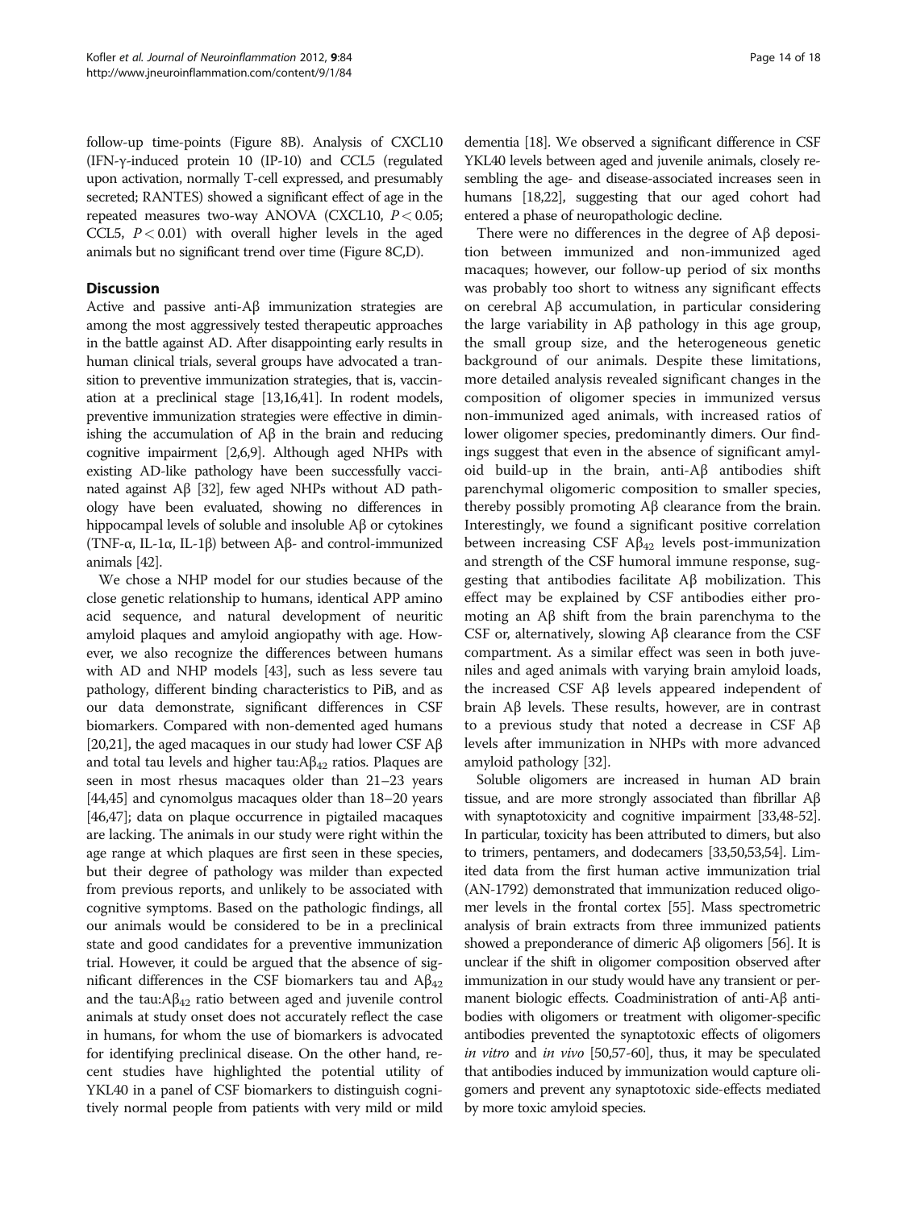follow-up time-points (Figure 8B). Analysis of CXCL10 (IFN-γ-induced protein 10 (IP-10) and CCL5 (regulated upon activation, normally T-cell expressed, and presumably secreted; RANTES) showed a significant effect of age in the repeated measures two-way ANOVA (CXCL10, $P < 0.05$; CCL5, $P < 0.01$) with overall higher levels in the aged animals but no significant trend over time (Figure 8C,D).

## Discussion

Active and passive anti-Aβ immunization strategies are among the most aggressively tested therapeutic approaches in the battle against AD. After disappointing early results in human clinical trials, several groups have advocated a transition to preventive immunization strategies, that is, vaccination at a preclinical stage [13,16,41]. In rodent models, preventive immunization strategies were effective in diminishing the accumulation of Aβ in the brain and reducing cognitive impairment [2,6,9]. Although aged NHPs with existing AD-like pathology have been successfully vaccinated against Aβ [32], few aged NHPs without AD pathology have been evaluated, showing no differences in hippocampal levels of soluble and insoluble Aβ or cytokines (TNF-α, IL-1α, IL-1β) between Aβ- and control-immunized animals [42].

We chose a NHP model for our studies because of the close genetic relationship to humans, identical APP amino acid sequence, and natural development of neuritic amyloid plaques and amyloid angiopathy with age. However, we also recognize the differences between humans with AD and NHP models [43], such as less severe tau pathology, different binding characteristics to PiB, and as our data demonstrate, significant differences in CSF biomarkers. Compared with non-demented aged humans [20,21], the aged macaques in our study had lower CSF Aβ and total tau levels and higher tau:$A\beta_{42}$ ratios. Plaques are seen in most rhesus macaques older than 21–23 years [44,45] and cynomolgus macaques older than 18–20 years [46,47]; data on plaque occurrence in pigtailed macaques are lacking. The animals in our study were right within the age range at which plaques are first seen in these species, but their degree of pathology was milder than expected from previous reports, and unlikely to be associated with cognitive symptoms. Based on the pathologic findings, all our animals would be considered to be in a preclinical state and good candidates for a preventive immunization trial. However, it could be argued that the absence of significant differences in the CSF biomarkers tau and $A\beta_{42}$ and the tau:$A\beta_{42}$ ratio between aged and juvenile control animals at study onset does not accurately reflect the case in humans, for whom the use of biomarkers is advocated for identifying preclinical disease. On the other hand, recent studies have highlighted the potential utility of YKL40 in a panel of CSF biomarkers to distinguish cognitively normal people from patients with very mild or mild dementia [18]. We observed a significant difference in CSF YKL40 levels between aged and juvenile animals, closely resembling the age- and disease-associated increases seen in humans [18,22], suggesting that our aged cohort had entered a phase of neuropathologic decline.

There were no differences in the degree of Aβ deposition between immunized and non-immunized aged macaques; however, our follow-up period of six months was probably too short to witness any significant effects on cerebral Aβ accumulation, in particular considering the large variability in Aβ pathology in this age group, the small group size, and the heterogeneous genetic background of our animals. Despite these limitations, more detailed analysis revealed significant changes in the composition of oligomer species in immunized versus non-immunized aged animals, with increased ratios of lower oligomer species, predominantly dimers. Our findings suggest that even in the absence of significant amyloid build-up in the brain, anti-Aβ antibodies shift parenchymal oligomeric composition to smaller species, thereby possibly promoting Aβ clearance from the brain. Interestingly, we found a significant positive correlation between increasing CSF $A\beta_{42}$ levels post-immunization and strength of the CSF humoral immune response, suggesting that antibodies facilitate Aβ mobilization. This effect may be explained by CSF antibodies either promoting an Aβ shift from the brain parenchyma to the CSF or, alternatively, slowing Aβ clearance from the CSF compartment. As a similar effect was seen in both juveniles and aged animals with varying brain amyloid loads, the increased CSF Aβ levels appeared independent of brain Aβ levels. These results, however, are in contrast to a previous study that noted a decrease in CSF Aβ levels after immunization in NHPs with more advanced amyloid pathology [32].

Soluble oligomers are increased in human AD brain tissue, and are more strongly associated than fibrillar Aβ with synaptotoxicity and cognitive impairment [33,48-52]. In particular, toxicity has been attributed to dimers, but also to trimers, pentamers, and dodecamers [33,50,53,54]. Limited data from the first human active immunization trial (AN-1792) demonstrated that immunization reduced oligomer levels in the frontal cortex [55]. Mass spectrometric analysis of brain extracts from three immunized patients showed a preponderance of dimeric Aβ oligomers [56]. It is unclear if the shift in oligomer composition observed after immunization in our study would have any transient or permanent biologic effects. Coadministration of anti-Aβ antibodies with oligomers or treatment with oligomer-specific antibodies prevented the synaptotoxic effects of oligomers *in vitro* and *in vivo* [50,57-60], thus, it may be speculated that antibodies induced by immunization would capture oligomers and prevent any synaptotoxic side-effects mediated by more toxic amyloid species.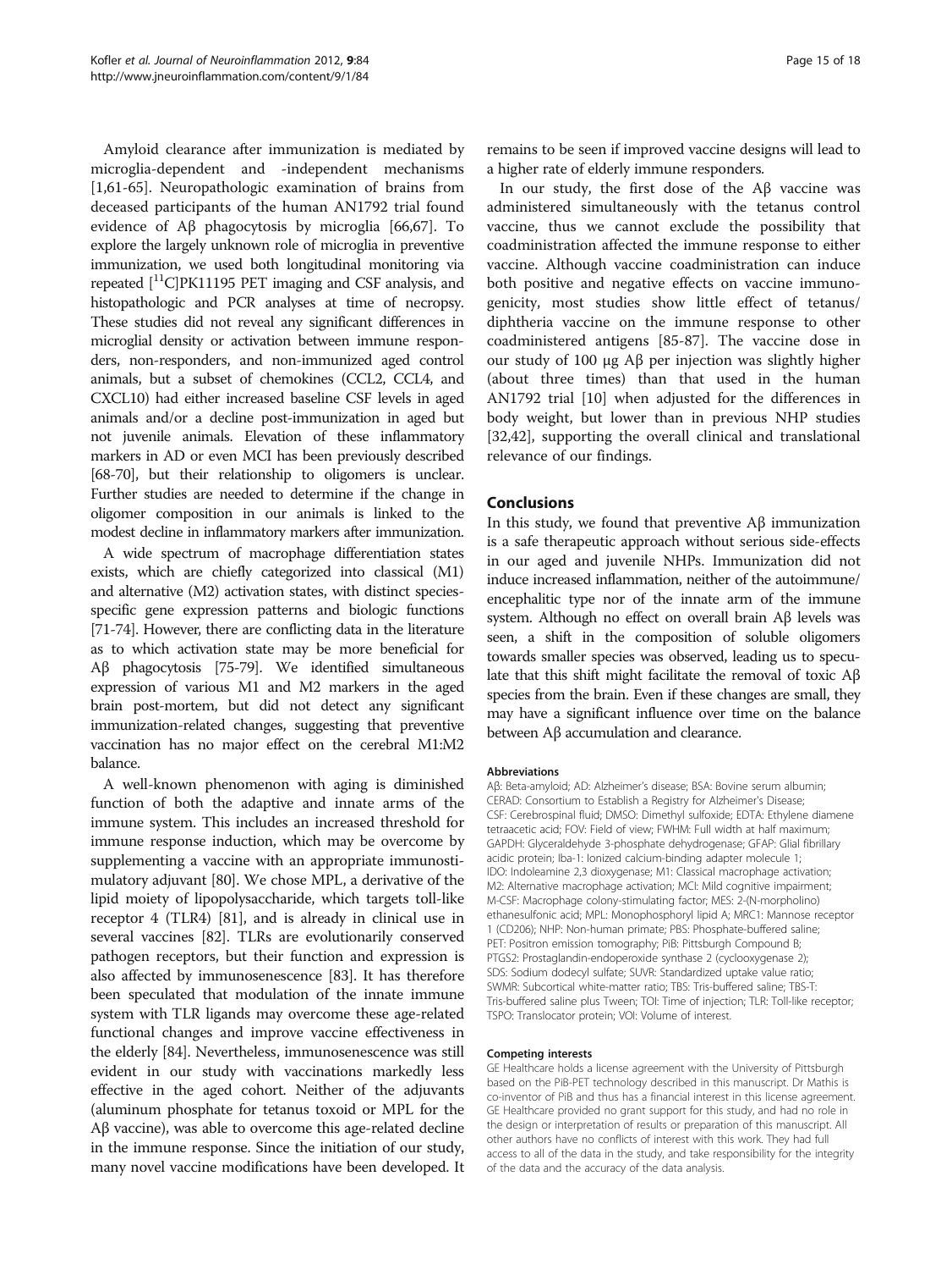Amyloid clearance after immunization is mediated by microglia-dependent and -independent mechanisms [1,61-65]. Neuropathologic examination of brains from deceased participants of the human AN1792 trial found evidence of Aβ phagocytosis by microglia [66,67]. To explore the largely unknown role of microglia in preventive immunization, we used both longitudinal monitoring via repeated [$^{11}$C]PK11195 PET imaging and CSF analysis, and histopathologic and PCR analyses at time of necropsy. These studies did not reveal any significant differences in microglial density or activation between immune responders, non-responders, and non-immunized aged control animals, but a subset of chemokines (CCL2, CCL4, and CXCL10) had either increased baseline CSF levels in aged animals and/or a decline post-immunization in aged but not juvenile animals. Elevation of these inflammatory markers in AD or even MCI has been previously described [68-70], but their relationship to oligomers is unclear. Further studies are needed to determine if the change in oligomer composition in our animals is linked to the modest decline in inflammatory markers after immunization.

A wide spectrum of macrophage differentiation states exists, which are chiefly categorized into classical (M1) and alternative (M2) activation states, with distinct species-specific gene expression patterns and biologic functions [71-74]. However, there are conflicting data in the literature as to which activation state may be more beneficial for Aβ phagocytosis [75-79]. We identified simultaneous expression of various M1 and M2 markers in the aged brain post-mortem, but did not detect any significant immunization-related changes, suggesting that preventive vaccination has no major effect on the cerebral M1:M2 balance.

A well-known phenomenon with aging is diminished function of both the adaptive and innate arms of the immune system. This includes an increased threshold for immune response induction, which may be overcome by supplementing a vaccine with an appropriate immunostimulatory adjuvant [80]. We chose MPL, a derivative of the lipid moiety of lipopolysaccharide, which targets toll-like receptor 4 (TLR4) [81], and is already in clinical use in several vaccines [82]. TLRs are evolutionarily conserved pathogen receptors, but their function and expression is also affected by immunosenescence [83]. It has therefore been speculated that modulation of the innate immune system with TLR ligands may overcome these age-related functional changes and improve vaccine effectiveness in the elderly [84]. Nevertheless, immunosenescence was still evident in our study with vaccinations markedly less effective in the aged cohort. Neither of the adjuvants (aluminum phosphate for tetanus toxoid or MPL for the Aβ vaccine), was able to overcome this age-related decline in the immune response. Since the initiation of our study, many novel vaccine modifications have been developed. It remains to be seen if improved vaccine designs will lead to a higher rate of elderly immune responders.

In our study, the first dose of the Aβ vaccine was administered simultaneously with the tetanus control vaccine, thus we cannot exclude the possibility that coadministration affected the immune response to either vaccine. Although vaccine coadministration can induce both positive and negative effects on vaccine immunogenicity, most studies show little effect of tetanus/diphtheria vaccine on the immune response to other coadministered antigens [85-87]. The vaccine dose in our study of 100 μg Aβ per injection was slightly higher (about three times) than that used in the human AN1792 trial [10] when adjusted for the differences in body weight, but lower than in previous NHP studies [32,42], supporting the overall clinical and translational relevance of our findings.

## Conclusions

In this study, we found that preventive Aβ immunization is a safe therapeutic approach without serious side-effects in our aged and juvenile NHPs. Immunization did not induce increased inflammation, neither of the autoimmune/encephalitic type nor of the innate arm of the immune system. Although no effect on overall brain Aβ levels was seen, a shift in the composition of soluble oligomers towards smaller species was observed, leading us to speculate that this shift might facilitate the removal of toxic Aβ species from the brain. Even if these changes are small, they may have a significant influence over time on the balance between Aβ accumulation and clearance.

#### Abbreviations

Aβ: Beta-amyloid; AD: Alzheimer's disease; BSA: Bovine serum albumin; CERAD: Consortium to Establish a Registry for Alzheimer's Disease; CSF: Cerebrospinal fluid; DMSO: Dimethyl sulfoxide; EDTA: Ethylene diamene tetraacetic acid; FOV: Field of view; FWHM: Full width at half maximum; GAPDH: Glyceraldehyde 3-phosphate dehydrogenase; GFAP: Glial fibrillary acidic protein; Iba-1: Ionized calcium-binding adapter molecule 1; IDO: Indoleamine 2,3 dioxygenase; M1: Classical macrophage activation; M2: Alternative macrophage activation; MCI: Mild cognitive impairment; M-CSF: Macrophage colony-stimulating factor; MES: 2-(N-morpholino) ethanesulfonic acid; MPL: Monophosphoryl lipid A; MRC1: Mannose receptor 1 (CD206); NHP: Non-human primate; PBS: Phosphate-buffered saline; PET: Positron emission tomography; PiB: Pittsburgh Compound B; PTGS2: Prostaglandin-endoperoxide synthase 2 (cyclooxygenase 2); SDS: Sodium dodecyl sulfate; SUVR: Standardized uptake value ratio; SWMR: Subcortical white-matter ratio; TBS: Tris-buffered saline; TBS-T: Tris-buffered saline plus Tween; TOI: Time of injection; TLR: Toll-like receptor; TSPO: Translocator protein; VOI: Volume of interest.

#### Competing interests

GE Healthcare holds a license agreement with the University of Pittsburgh based on the PiB-PET technology described in this manuscript. Dr Mathis is co-inventor of PiB and thus has a financial interest in this license agreement. GE Healthcare provided no grant support for this study, and had no role in the design or interpretation of results or preparation of this manuscript. All other authors have no conflicts of interest with this work. They had full access to all of the data in the study, and take responsibility for the integrity of the data and the accuracy of the data analysis.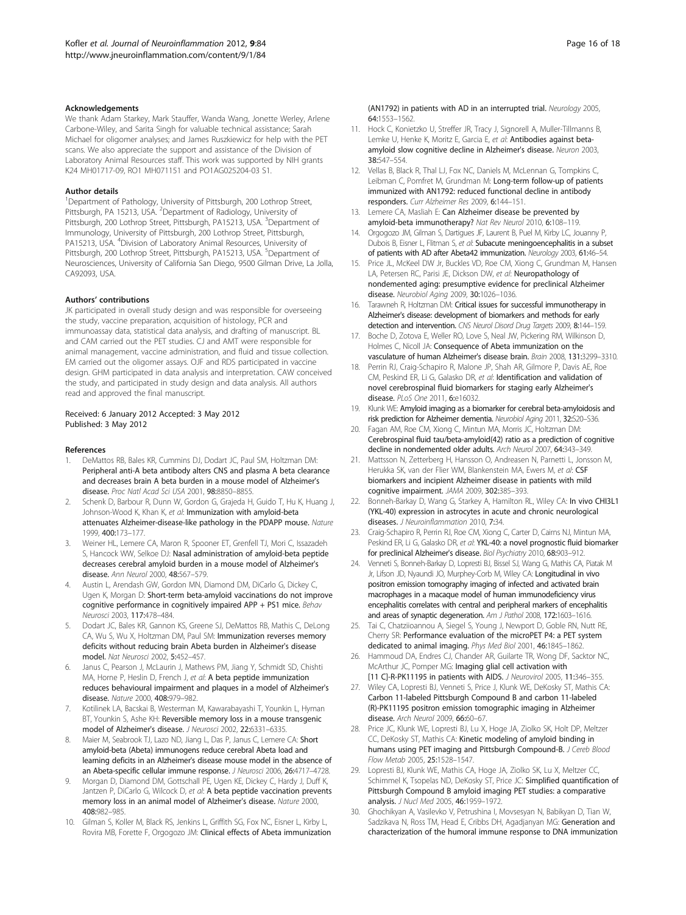## Acknowledgements

We thank Adam Starkey, Mark Stauffer, Wanda Wang, Jonette Werley, Arlene Carbone-Wiley, and Sarita Singh for valuable technical assistance; Sarah Michael for oligomer analyses; and James Ruszkiewicz for help with the PET scans. We also appreciate the support and assistance of the Division of Laboratory Animal Resources staff. This work was supported by NIH grants K24 MH01717-09, RO1 MH071151 and PO1AG025204-03 S1.

## Author details

[1]Department of Pathology, University of Pittsburgh, 200 Lothrop Street, Pittsburgh, PA 15213, USA. [2]Department of Radiology, University of Pittsburgh, 200 Lothrop Street, Pittsburgh, PA15213, USA. [3]Department of Immunology, University of Pittsburgh, 200 Lothrop Street, Pittsburgh, PA15213, USA. [4]Division of Laboratory Animal Resources, University of Pittsburgh, 200 Lothrop Street, Pittsburgh, PA15213, USA. [5]Department of Neurosciences, University of California San Diego, 9500 Gilman Drive, La Jolla, CA92093, USA.

## Authors' contributions

JK participated in overall study design and was responsible for overseeing the study, vaccine preparation, acquisition of histology, PCR and immunoassay data, statistical data analysis, and drafting of manuscript. BL and CAM carried out the PET studies. CJ and AMT were responsible for animal management, vaccine administration, and fluid and tissue collection. EM carried out the oligomer assays. OJF and RDS participated in vaccine design. GHM participated in data analysis and interpretation. CAW conceived the study, and participated in study design and data analysis. All authors read and approved the final manuscript.

Received: 6 January 2012 Accepted: 3 May 2012
Published: 3 May 2012

## References

1. DeMattos RB, Bales KR, Cummins DJ, Dodart JC, Paul SM, Holtzman DM: **Peripheral anti-A beta antibody alters CNS and plasma A beta clearance and decreases brain A beta burden in a mouse model of Alzheimer's disease.** *Proc Natl Acad Sci USA* 2001, **98:**8850–8855.
2. Schenk D, Barbour R, Dunn W, Gordon G, Grajeda H, Guido T, Hu K, Huang J, Johnson-Wood K, Khan K, *et al*: **Immunization with amyloid-beta attenuates Alzheimer-disease-like pathology in the PDAPP mouse.** *Nature* 1999, **400:**173–177.
3. Weiner HL, Lemere CA, Maron R, Spooner ET, Grenfell TJ, Mori C, Issazadeh S, Hancock WW, Selkoe DJ: **Nasal administration of amyloid-beta peptide decreases cerebral amyloid burden in a mouse model of Alzheimer's disease.** *Ann Neurol* 2000, **48:**567–579.
4. Austin L, Arendash GW, Gordon MN, Diamond DM, DiCarlo G, Dickey C, Ugen K, Morgan D: **Short-term beta-amyloid vaccinations do not improve cognitive performance in cognitively impaired APP + PS1 mice.** *Behav Neurosci* 2003, **117:**478–484.
5. Dodart JC, Bales KR, Gannon KS, Greene SJ, DeMattos RB, Mathis C, DeLong CA, Wu S, Wu X, Holtzman DM, Paul SM: **Immunization reverses memory deficits without reducing brain Abeta burden in Alzheimer's disease model.** *Nat Neurosci* 2002, **5:**452–457.
6. Janus C, Pearson J, McLaurin J, Mathews PM, Jiang Y, Schmidt SD, Chishti MA, Horne P, Heslin D, French J, *et al*: **A beta peptide immunization reduces behavioural impairment and plaques in a model of Alzheimer's disease.** *Nature* 2000, **408:**979–982.
7. Kotilinek LA, Bacskai B, Westerman M, Kawarabayashi T, Younkin L, Hyman BT, Younkin S, Ashe KH: **Reversible memory loss in a mouse transgenic model of Alzheimer's disease.** *J Neurosci* 2002, **22:**6331–6335.
8. Maier M, Seabrook TJ, Lazo ND, Jiang L, Das P, Janus C, Lemere CA: **Short amyloid-beta (Abeta) immunogens reduce cerebral Abeta load and learning deficits in an Alzheimer's disease mouse model in the absence of an Abeta-specific cellular immune response.** *J Neurosci* 2006, **26:**4717–4728.
9. Morgan D, Diamond DM, Gottschall PE, Ugen KE, Dickey C, Hardy J, Duff K, Jantzen P, DiCarlo G, Wilcock D, *et al*: **A beta peptide vaccination prevents memory loss in an animal model of Alzheimer's disease.** *Nature* 2000, **408:**982–985.
10. Gilman S, Koller M, Black RS, Jenkins L, Griffith SG, Fox NC, Eisner L, Kirby L, Rovira MB, Forette F, Orgogozo JM: **Clinical effects of Abeta immunization (AN1792) in patients with AD in an interrupted trial.** *Neurology* 2005, **64:**1553–1562.
11. Hock C, Konietzko U, Streffer JR, Tracy J, Signorell A, Muller-Tillmanns B, Lemke U, Henke K, Moritz E, Garcia E, *et al*: **Antibodies against beta-amyloid slow cognitive decline in Alzheimer's disease.** *Neuron* 2003, **38:**547–554.
12. Vellas B, Black R, Thal LJ, Fox NC, Daniels M, McLennan G, Tompkins C, Leibman C, Pomfret M, Grundman M: **Long-term follow-up of patients immunized with AN1792: reduced functional decline in antibody responders.** *Curr Alzheimer Res* 2009, **6:**144–151.
13. Lemere CA, Masliah E: **Can Alzheimer disease be prevented by amyloid-beta immunotherapy?** *Nat Rev Neurol* 2010, **6:**108–119.
14. Orgogozo JM, Gilman S, Dartigues JF, Laurent B, Puel M, Kirby LC, Jouanny P, Dubois B, Eisner L, Flitman S, *et al*: **Subacute meningoencephalitis in a subset of patients with AD after Abeta42 immunization.** *Neurology* 2003, **61:**46–54.
15. Price JL, McKeel DW Jr, Buckles VD, Roe CM, Xiong C, Grundman M, Hansen LA, Petersen RC, Parisi JE, Dickson DW, *et al*: **Neuropathology of nondemented aging: presumptive evidence for preclinical Alzheimer disease.** *Neurobiol Aging* 2009, **30:**1026–1036.
16. Tarawneh R, Holtzman DM: **Critical issues for successful immunotherapy in Alzheimer's disease: development of biomarkers and methods for early detection and intervention.** *CNS Neurol Disord Drug Targets* 2009, **8:**144–159.
17. Boche D, Zotova E, Weller RO, Love S, Neal JW, Pickering RM, Wilkinson D, Holmes C, Nicoll JA: **Consequence of Abeta immunization on the vasculature of human Alzheimer's disease brain.** *Brain* 2008, **131:**3299–3310.
18. Perrin RJ, Craig-Schapiro R, Malone JP, Shah AR, Gilmore P, Davis AE, Roe CM, Peskind ER, Li G, Galasko DR, *et al*: **Identification and validation of novel cerebrospinal fluid biomarkers for staging early Alzheimer's disease.** *PLoS One* 2011, **6:**e16032.
19. Klunk WE: **Amyloid imaging as a biomarker for cerebral beta-amyloidosis and risk prediction for Alzheimer dementia.** *Neurobiol Aging* 2011, **32:**S20–S36.
20. Fagan AM, Roe CM, Xiong C, Mintun MA, Morris JC, Holtzman DM: **Cerebrospinal fluid tau/beta-amyloid(42) ratio as a prediction of cognitive decline in nondemented older adults.** *Arch Neurol* 2007, **64:**343–349.
21. Mattsson N, Zetterberg H, Hansson O, Andreasen N, Parnetti L, Jonsson M, Herukka SK, van der Flier WM, Blankenstein MA, Ewers M, *et al*: **CSF biomarkers and incipient Alzheimer disease in patients with mild cognitive impairment.** *JAMA* 2009, **302:**385–393.
22. Bonneh-Barkay D, Wang G, Starkey A, Hamilton RL, Wiley CA: **In vivo CHI3L1 (YKL-40) expression in astrocytes in acute and chronic neurological diseases.** *J Neuroinflammation* 2010, **7:**34.
23. Craig-Schapiro R, Perrin RJ, Roe CM, Xiong C, Carter D, Cairns NJ, Mintun MA, Peskind ER, Li G, Galasko DR, *et al*: **YKL-40: a novel prognostic fluid biomarker for preclinical Alzheimer's disease.** *Biol Psychiatry* 2010, **68:**903–912.
24. Venneti S, Bonneh-Barkay D, Lopresti BJ, Bissel SJ, Wang G, Mathis CA, Piatak M Jr, Lifson JD, Nyaundi JO, Murphey-Corb M, Wiley CA: **Longitudinal in vivo positron emission tomography imaging of infected and activated brain macrophages in a macaque model of human immunodeficiency virus encephalitis correlates with central and peripheral markers of encephalitis and areas of synaptic degeneration.** *Am J Pathol* 2008, **172:**1603–1616.
25. Tai C, Chatziioannou A, Siegel S, Young J, Newport D, Goble RN, Nutt RE, Cherry SR: **Performance evaluation of the microPET P4: a PET system dedicated to animal imaging.** *Phys Med Biol* 2001, **46:**1845–1862.
26. Hammoud DA, Endres CJ, Chander AR, Guilarte TR, Wong DF, Sacktor NC, McArthur JC, Pomper MG: **Imaging glial cell activation with [11 C]-R-PK11195 in patients with AIDS.** *J Neurovirol* 2005, **11:**346–355.
27. Wiley CA, Lopresti BJ, Venneti S, Price J, Klunk WE, DeKosky ST, Mathis CA: **Carbon 11-labeled Pittsburgh Compound B and carbon 11-labeled (R)-PK11195 positron emission tomographic imaging in Alzheimer disease.** *Arch Neurol* 2009, **66:**60–67.
28. Price JC, Klunk WE, Lopresti BJ, Lu X, Hoge JA, Ziolko SK, Holt DP, Meltzer CC, DeKosky ST, Mathis CA: **Kinetic modeling of amyloid binding in humans using PET imaging and Pittsburgh Compound-B.** *J Cereb Blood Flow Metab* 2005, **25:**1528–1547.
29. Lopresti BJ, Klunk WE, Mathis CA, Hoge JA, Ziolko SK, Lu X, Meltzer CC, Schimmel K, Tsopelas ND, DeKosky ST, Price JC: **Simplified quantification of Pittsburgh Compound B amyloid imaging PET studies: a comparative analysis.** *J Nucl Med* 2005, **46:**1959–1972.
30. Ghochikyan A, Vasilevko V, Petrushina I, Movsesyan N, Babikyan D, Tian W, Sadzikava N, Ross TM, Head E, Cribbs DH, Agadjanyan MG: **Generation and characterization of the humoral immune response to DNA immunization**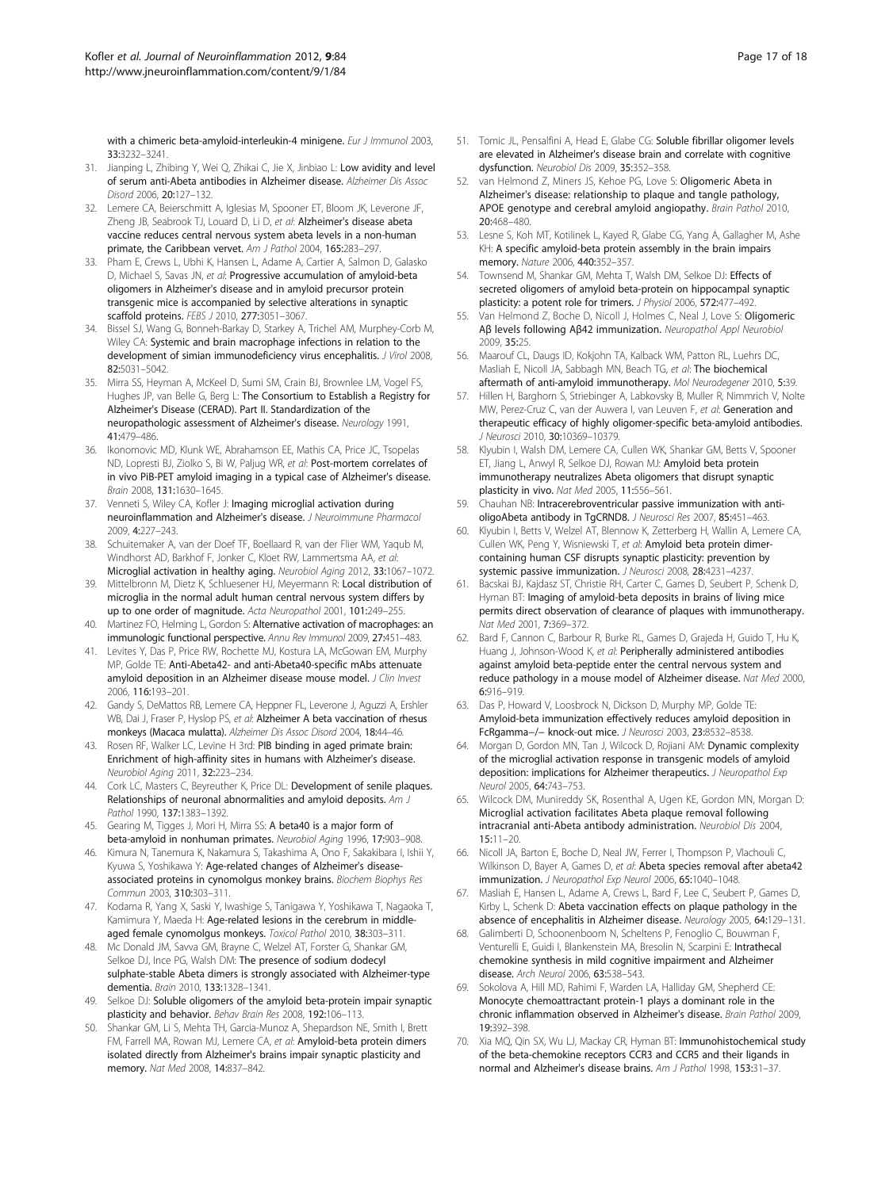with a chimeric beta-amyloid-interleukin-4 minigene. *Eur J Immunol* 2003, **33**:3232–3241.

31. Jianping L, Zhibing Y, Wei Q, Zhikai C, Jie X, Jinbiao L: **Low avidity and level of serum anti-Abeta antibodies in Alzheimer disease.** *Alzheimer Dis Assoc Disord* 2006, **20**:127–132.
32. Lemere CA, Beierschmitt A, Iglesias M, Spooner ET, Bloom JK, Leverone JF, Zheng JB, Seabrook TJ, Louard D, Li D, *et al*: **Alzheimer's disease abeta vaccine reduces central nervous system abeta levels in a non-human primate, the Caribbean vervet.** *Am J Pathol* 2004, **165**:283–297.
33. Pham E, Crews L, Ubhi K, Hansen L, Adame A, Cartier A, Salmon D, Galasko D, Michael S, Savas JN, *et al*: **Progressive accumulation of amyloid-beta oligomers in Alzheimer's disease and in amyloid precursor protein transgenic mice is accompanied by selective alterations in synaptic scaffold proteins.** *FEBS J* 2010, **277**:3051–3067.
34. Bissel SJ, Wang G, Bonneh-Barkay D, Starkey A, Trichel AM, Murphey-Corb M, Wiley CA: **Systemic and brain macrophage infections in relation to the development of simian immunodeficiency virus encephalitis.** *J Virol* 2008, **82**:5031–5042.
35. Mirra SS, Heyman A, McKeel D, Sumi SM, Crain BJ, Brownlee LM, Vogel FS, Hughes JP, van Belle G, Berg L: **The Consortium to Establish a Registry for Alzheimer's Disease (CERAD). Part II. Standardization of the neuropathologic assessment of Alzheimer's disease.** *Neurology* 1991, **41**:479–486.
36. Ikonomovic MD, Klunk WE, Abrahamson EE, Mathis CA, Price JC, Tsopelas ND, Lopresti BJ, Ziolko S, Bi W, Paljug WR, *et al*: **Post-mortem correlates of in vivo PiB-PET amyloid imaging in a typical case of Alzheimer's disease.** *Brain* 2008, **131**:1630–1645.
37. Venneti S, Wiley CA, Kofler J: **Imaging microglial activation during neuroinflammation and Alzheimer's disease.** *J Neuroimmune Pharmacol* 2009, **4**:227–243.
38. Schuitemaker A, van der Doef TF, Boellaard R, van der Flier WM, Yaqub M, Windhorst AD, Barkhof F, Jonker C, Kloet RW, Lammertsma AA, *et al*: **Microglial activation in healthy aging.** *Neurobiol Aging* 2012, **33**:1067–1072.
39. Mittelbronn M, Dietz K, Schluesener HJ, Meyermann R: **Local distribution of microglia in the normal adult human central nervous system differs by up to one order of magnitude.** *Acta Neuropathol* 2001, **101**:249–255.
40. Martinez FO, Helming L, Gordon S: **Alternative activation of macrophages: an immunologic functional perspective.** *Annu Rev Immunol* 2009, **27**:451–483.
41. Levites Y, Das P, Price RW, Rochette MJ, Kostura LA, McGowan EM, Murphy MP, Golde TE: **Anti-Abeta42- and anti-Abeta40-specific mAbs attenuate amyloid deposition in an Alzheimer disease mouse model.** *J Clin Invest* 2006, **116**:193–201.
42. Gandy S, DeMattos RB, Lemere CA, Heppner FL, Leverone J, Aguzzi A, Ershler WB, Dai J, Fraser P, Hyslop PS, *et al*: **Alzheimer A beta vaccination of rhesus monkeys (Macaca mulatta).** *Alzheimer Dis Assoc Disord* 2004, **18**:44–46.
43. Rosen RF, Walker LC, Levine H 3rd: **PIB binding in aged primate brain: Enrichment of high-affinity sites in humans with Alzheimer's disease.** *Neurobiol Aging* 2011, **32**:223–234.
44. Cork LC, Masters C, Beyreuther K, Price DL: **Development of senile plaques. Relationships of neuronal abnormalities and amyloid deposits.** *Am J Pathol* 1990, **137**:1383–1392.
45. Gearing M, Tigges J, Mori H, Mirra SS: **A beta40 is a major form of beta-amyloid in nonhuman primates.** *Neurobiol Aging* 1996, **17**:903–908.
46. Kimura N, Tanemura K, Nakamura S, Takashima A, Ono F, Sakakibara I, Ishii Y, Kyuwa S, Yoshikawa Y: **Age-related changes of Alzheimer's disease-associated proteins in cynomolgus monkey brains.** *Biochem Biophys Res Commun* 2003, **310**:303–311.
47. Kodama R, Yang X, Saski Y, Iwashige S, Tanigawa Y, Yoshikawa T, Nagaoka T, Kamimura Y, Maeda H: **Age-related lesions in the cerebrum in middle-aged female cynomolgus monkeys.** *Toxicol Pathol* 2010, **38**:303–311.
48. Mc Donald JM, Savva GM, Brayne C, Welzel AT, Forster G, Shankar GM, Selkoe DJ, Ince PG, Walsh DM: **The presence of sodium dodecyl sulphate-stable Abeta dimers is strongly associated with Alzheimer-type dementia.** *Brain* 2010, **133**:1328–1341.
49. Selkoe DJ: **Soluble oligomers of the amyloid beta-protein impair synaptic plasticity and behavior.** *Behav Brain Res* 2008, **192**:106–113.
50. Shankar GM, Li S, Mehta TH, Garcia-Munoz A, Shepardson NE, Smith I, Brett FM, Farrell MA, Rowan MJ, Lemere CA, *et al*: **Amyloid-beta protein dimers isolated directly from Alzheimer's brains impair synaptic plasticity and memory.** *Nat Med* 2008, **14**:837–842.
51. Tomic JL, Pensalfini A, Head E, Glabe CG: **Soluble fibrillar oligomer levels are elevated in Alzheimer's disease brain and correlate with cognitive dysfunction.** *Neurobiol Dis* 2009, **35**:352–358.
52. van Helmond Z, Miners JS, Kehoe PG, Love S: **Oligomeric Abeta in Alzheimer's disease: relationship to plaque and tangle pathology, APOE genotype and cerebral amyloid angiopathy.** *Brain Pathol* 2010, **20**:468–480.
53. Lesne S, Koh MT, Kotilinek L, Kayed R, Glabe CG, Yang A, Gallagher M, Ashe KH: **A specific amyloid-beta protein assembly in the brain impairs memory.** *Nature* 2006, **440**:352–357.
54. Townsend M, Shankar GM, Mehta T, Walsh DM, Selkoe DJ: **Effects of secreted oligomers of amyloid beta-protein on hippocampal synaptic plasticity: a potent role for trimers.** *J Physiol* 2006, **572**:477–492.
55. Van Helmond Z, Boche D, Nicoll J, Holmes C, Neal J, Love S: **Oligomeric Aβ levels following Aβ42 immunization.** *Neuropathol Appl Neurobiol* 2009, **35**:25.
56. Maarouf CL, Daugs ID, Kokjohn TA, Kalback WM, Patton RL, Luehrs DC, Masliah E, Nicoll JA, Sabbagh MN, Beach TG, *et al*: **The biochemical aftermath of anti-amyloid immunotherapy.** *Mol Neurodegener* 2010, **5**:39.
57. Hillen H, Barghorn S, Striebinger A, Labkovsky B, Muller R, Nimmrich V, Nolte MW, Perez-Cruz C, van der Auwera I, van Leuven F, *et al*: **Generation and therapeutic efficacy of highly oligomer-specific beta-amyloid antibodies.** *J Neurosci* 2010, **30**:10369–10379.
58. Klyubin I, Walsh DM, Lemere CA, Cullen WK, Shankar GM, Betts V, Spooner ET, Jiang L, Anwyl R, Selkoe DJ, Rowan MJ: **Amyloid beta protein immunotherapy neutralizes Abeta oligomers that disrupt synaptic plasticity in vivo.** *Nat Med* 2005, **11**:556–561.
59. Chauhan NB: **Intracerebroventricular passive immunization with anti-oligoAbeta antibody in TgCRND8.** *J Neurosci Res* 2007, **85**:451–463.
60. Klyubin I, Betts V, Welzel AT, Blennow K, Zetterberg H, Wallin A, Lemere CA, Cullen WK, Peng Y, Wisniewski T, *et al*: **Amyloid beta protein dimer-containing human CSF disrupts synaptic plasticity: prevention by systemic passive immunization.** *J Neurosci* 2008, **28**:4231–4237.
61. Bacskai BJ, Kajdasz ST, Christie RH, Carter C, Games D, Seubert P, Schenk D, Hyman BT: **Imaging of amyloid-beta deposits in brains of living mice permits direct observation of clearance of plaques with immunotherapy.** *Nat Med* 2001, **7**:369–372.
62. Bard F, Cannon C, Barbour R, Burke RL, Games D, Grajeda H, Guido T, Hu K, Huang J, Johnson-Wood K, *et al*: **Peripherally administered antibodies against amyloid beta-peptide enter the central nervous system and reduce pathology in a mouse model of Alzheimer disease.** *Nat Med* 2000, **6**:916–919.
63. Das P, Howard V, Loosbrock N, Dickson D, Murphy MP, Golde TE: **Amyloid-beta immunization effectively reduces amyloid deposition in FcRgamma−/− knock-out mice.** *J Neurosci* 2003, **23**:8532–8538.
64. Morgan D, Gordon MN, Tan J, Wilcock D, Rojiani AM: **Dynamic complexity of the microglial activation response in transgenic models of amyloid deposition: implications for Alzheimer therapeutics.** *J Neuropathol Exp Neurol* 2005, **64**:743–753.
65. Wilcock DM, Munireddy SK, Rosenthal A, Ugen KE, Gordon MN, Morgan D: **Microglial activation facilitates Abeta plaque removal following intracranial anti-Abeta antibody administration.** *Neurobiol Dis* 2004, **15**:11–20.
66. Nicoll JA, Barton E, Boche D, Neal JW, Ferrer I, Thompson P, Vlachouli C, Wilkinson D, Bayer A, Games D, *et al*: **Abeta species removal after abeta42 immunization.** *J Neuropathol Exp Neurol* 2006, **65**:1040–1048.
67. Masliah E, Hansen L, Adame A, Crews L, Bard F, Lee C, Seubert P, Games D, Kirby L, Schenk D: **Abeta vaccination effects on plaque pathology in the absence of encephalitis in Alzheimer disease.** *Neurology* 2005, **64**:129–131.
68. Galimberti D, Schoonenboom N, Scheltens P, Fenoglio C, Bouwman F, Venturelli E, Guidi I, Blankenstein MA, Bresolin N, Scarpini E: **Intrathecal chemokine synthesis in mild cognitive impairment and Alzheimer disease.** *Arch Neurol* 2006, **63**:538–543.
69. Sokolova A, Hill MD, Rahimi F, Warden LA, Halliday GM, Shepherd CE: **Monocyte chemoattractant protein-1 plays a dominant role in the chronic inflammation observed in Alzheimer's disease.** *Brain Pathol* 2009, **19**:392–398.
70. Xia MQ, Qin SX, Wu LJ, Mackay CR, Hyman BT: **Immunohistochemical study of the beta-chemokine receptors CCR3 and CCR5 and their ligands in normal and Alzheimer's disease brains.** *Am J Pathol* 1998, **153**:31–37.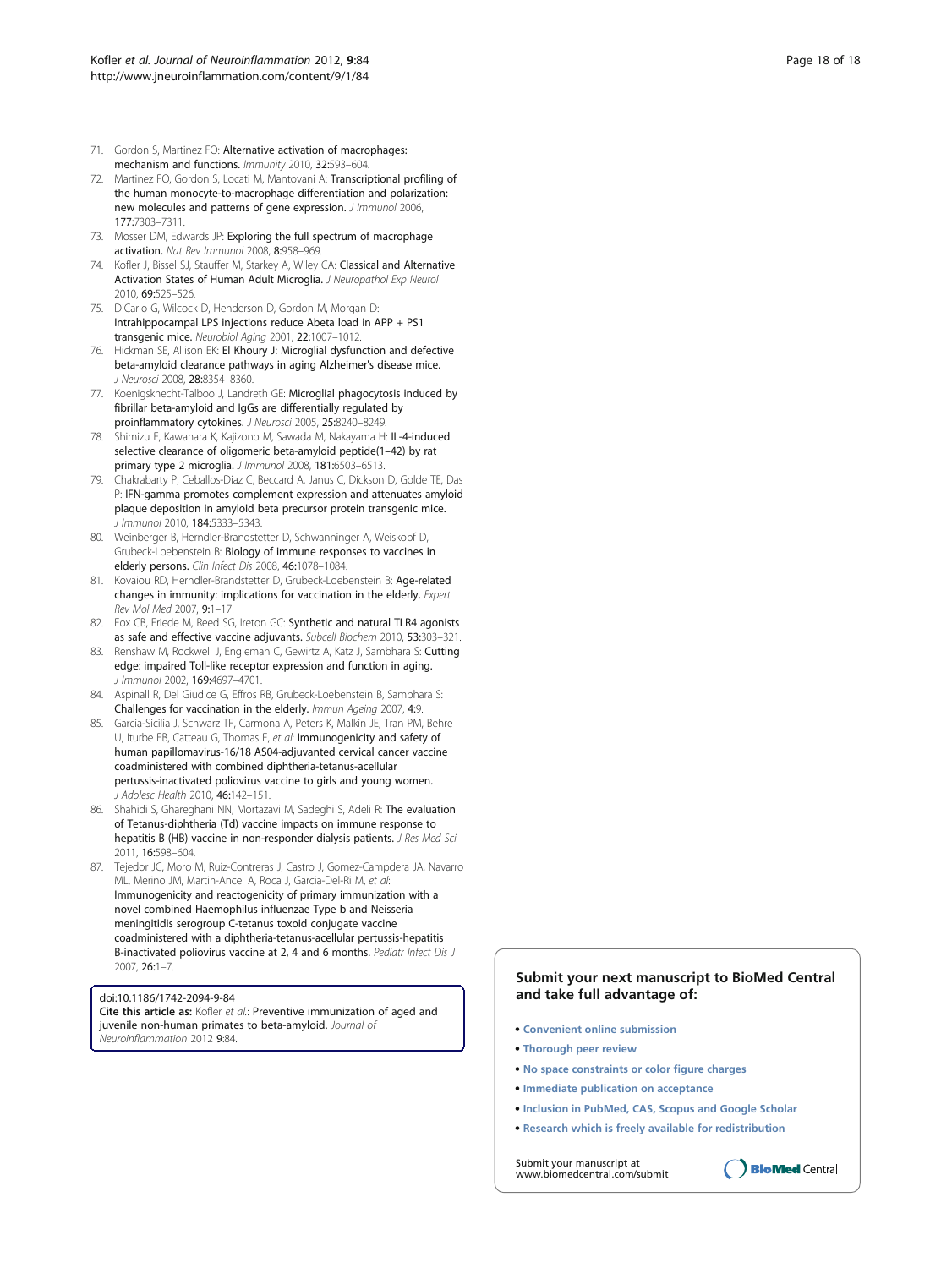71. Gordon S, Martinez FO: **Alternative activation of macrophages: mechanism and functions.** *Immunity* 2010, **32:**593–604.
72. Martinez FO, Gordon S, Locati M, Mantovani A: **Transcriptional profiling of the human monocyte-to-macrophage differentiation and polarization: new molecules and patterns of gene expression.** *J Immunol* 2006, **177:**7303–7311.
73. Mosser DM, Edwards JP: **Exploring the full spectrum of macrophage activation.** *Nat Rev Immunol* 2008, **8:**958–969.
74. Kofler J, Bissel SJ, Stauffer M, Starkey A, Wiley CA: **Classical and Alternative Activation States of Human Adult Microglia.** *J Neuropathol Exp Neurol* 2010, **69:**525–526.
75. DiCarlo G, Wilcock D, Henderson D, Gordon M, Morgan D: **Intrahippocampal LPS injections reduce Abeta load in APP + PS1 transgenic mice.** *Neurobiol Aging* 2001, **22:**1007–1012.
76. Hickman SE, Allison EK: **El Khoury J: Microglial dysfunction and defective beta-amyloid clearance pathways in aging Alzheimer's disease mice.** *J Neurosci* 2008, **28:**8354–8360.
77. Koenigsknecht-Talboo J, Landreth GE: **Microglial phagocytosis induced by fibrillar beta-amyloid and IgGs are differentially regulated by proinflammatory cytokines.** *J Neurosci* 2005, **25:**8240–8249.
78. Shimizu E, Kawahara K, Kajizono M, Sawada M, Nakayama H: **IL-4-induced selective clearance of oligomeric beta-amyloid peptide(1–42) by rat primary type 2 microglia.** *J Immunol* 2008, **181:**6503–6513.
79. Chakrabarty P, Ceballos-Diaz C, Beccard A, Janus C, Dickson D, Golde TE, Das P: **IFN-gamma promotes complement expression and attenuates amyloid plaque deposition in amyloid beta precursor protein transgenic mice.** *J Immunol* 2010, **184:**5333–5343.
80. Weinberger B, Herndler-Brandstetter D, Schwanninger A, Weiskopf D, Grubeck-Loebenstein B: **Biology of immune responses to vaccines in elderly persons.** *Clin Infect Dis* 2008, **46:**1078–1084.
81. Kovaiou RD, Herndler-Brandstetter D, Grubeck-Loebenstein B: **Age-related changes in immunity: implications for vaccination in the elderly.** *Expert Rev Mol Med* 2007, **9:**1–17.
82. Fox CB, Friede M, Reed SG, Ireton GC: **Synthetic and natural TLR4 agonists as safe and effective vaccine adjuvants.** *Subcell Biochem* 2010, **53:**303–321.
83. Renshaw M, Rockwell J, Engleman C, Gewirtz A, Katz J, Sambhara S: **Cutting edge: impaired Toll-like receptor expression and function in aging.** *J Immunol* 2002, **169:**4697–4701.
84. Aspinall R, Del Giudice G, Effros RB, Grubeck-Loebenstein B, Sambhara S: **Challenges for vaccination in the elderly.** *Immun Ageing* 2007, **4:**9.
85. Garcia-Sicilia J, Schwarz TF, Carmona A, Peters K, Malkin JE, Tran PM, Behre U, Iturbe EB, Catteau G, Thomas F, *et al*: **Immunogenicity and safety of human papillomavirus-16/18 AS04-adjuvanted cervical cancer vaccine coadministered with combined diphtheria-tetanus-acellular pertussis-inactivated poliovirus vaccine to girls and young women.** *J Adolesc Health* 2010, **46:**142–151.
86. Shahidi S, Ghareghani NN, Mortazavi M, Sadeghi S, Adeli R: **The evaluation of Tetanus-diphtheria (Td) vaccine impacts on immune response to hepatitis B (HB) vaccine in non-responder dialysis patients.** *J Res Med Sci* 2011, **16:**598–604.
87. Tejedor JC, Moro M, Ruiz-Contreras J, Castro J, Gomez-Campdera JA, Navarro ML, Merino JM, Martin-Ancel A, Roca J, Garcia-Del-Ri M, *et al*: **Immunogenicity and reactogenicity of primary immunization with a novel combined Haemophilus influenzae Type b and Neisseria meningitidis serogroup C-tetanus toxoid conjugate vaccine coadministered with a diphtheria-tetanus-acellular pertussis-hepatitis B-inactivated poliovirus vaccine at 2, 4 and 6 months.** *Pediatr Infect Dis J* 2007, **26:**1–7.

doi:10.1186/1742-2094-9-84
**Cite this article as:** Kofler *et al.*: Preventive immunization of aged and juvenile non-human primates to beta-amyloid. *Journal of Neuroinflammation* 2012 **9**:84.

**Submit your next manuscript to BioMed Central and take full advantage of:**

- **Convenient online submission**
- **Thorough peer review**
- **No space constraints or color figure charges**
- **Immediate publication on acceptance**
- **Inclusion in PubMed, CAS, Scopus and Google Scholar**
- **Research which is freely available for redistribution**

Submit your manuscript at
www.biomedcentral.com/submit

BioMed Central